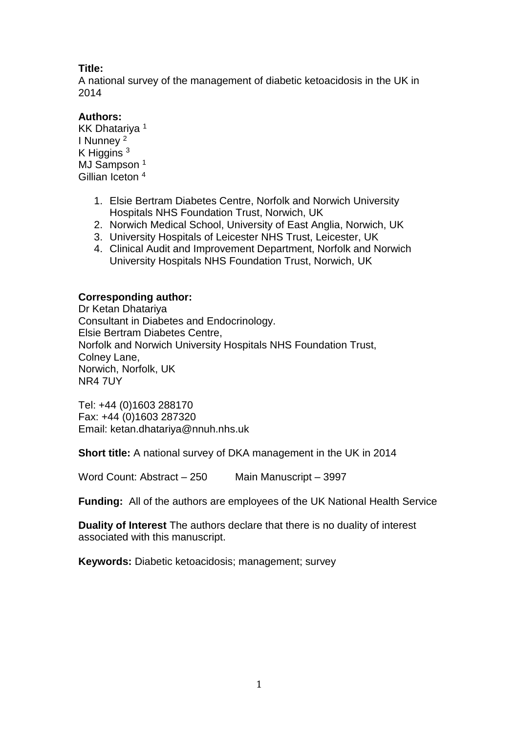**Title:**
A national survey of the management of diabetic ketoacidosis in the UK in 2014

**Authors:**
KK Dhatariya [1]
I Nunney [2]
K Higgins [3]
MJ Sampson [1]
Gillian Iceton [4]

1. Elsie Bertram Diabetes Centre, Norfolk and Norwich University Hospitals NHS Foundation Trust, Norwich, UK
2. Norwich Medical School, University of East Anglia, Norwich, UK
3. University Hospitals of Leicester NHS Trust, Leicester, UK
4. Clinical Audit and Improvement Department, Norfolk and Norwich University Hospitals NHS Foundation Trust, Norwich, UK

**Corresponding author:**
Dr Ketan Dhatariya
Consultant in Diabetes and Endocrinology.
Elsie Bertram Diabetes Centre,
Norfolk and Norwich University Hospitals NHS Foundation Trust,
Colney Lane,
Norwich, Norfolk, UK
NR4 7UY

Tel: +44 (0)1603 288170
Fax: +44 (0)1603 287320
Email: ketan.dhatariya@nnuh.nhs.uk

**Short title:** A national survey of DKA management in the UK in 2014

Word Count: Abstract – 250 Main Manuscript – 3997

**Funding:** All of the authors are employees of the UK National Health Service

**Duality of Interest** The authors declare that there is no duality of interest associated with this manuscript.

**Keywords:** Diabetic ketoacidosis; management; survey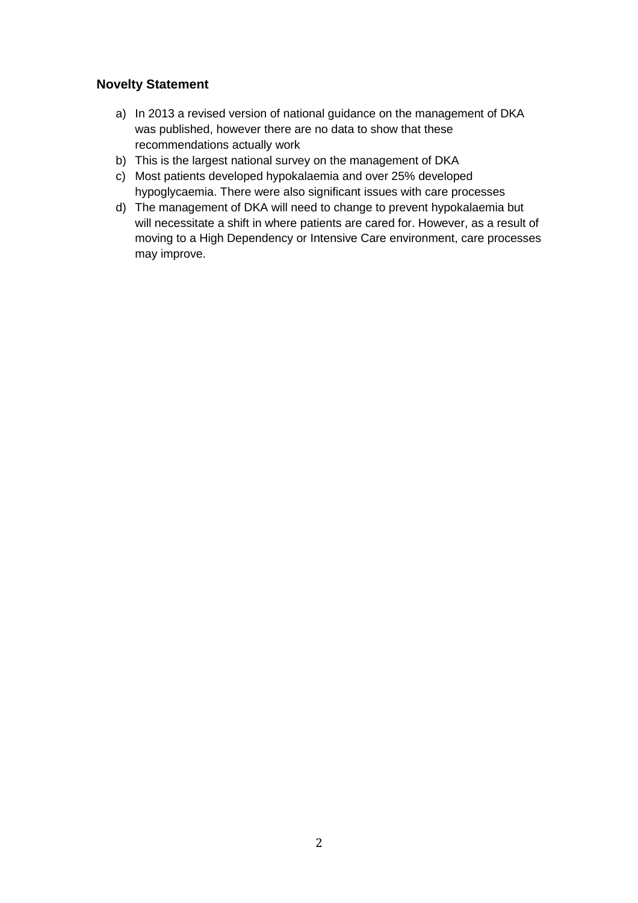### Novelty Statement

a) In 2013 a revised version of national guidance on the management of DKA was published, however there are no data to show that these recommendations actually work
b) This is the largest national survey on the management of DKA
c) Most patients developed hypokalaemia and over 25% developed hypoglycaemia. There were also significant issues with care processes
d) The management of DKA will need to change to prevent hypokalaemia but will necessitate a shift in where patients are cared for. However, as a result of moving to a High Dependency or Intensive Care environment, care processes may improve.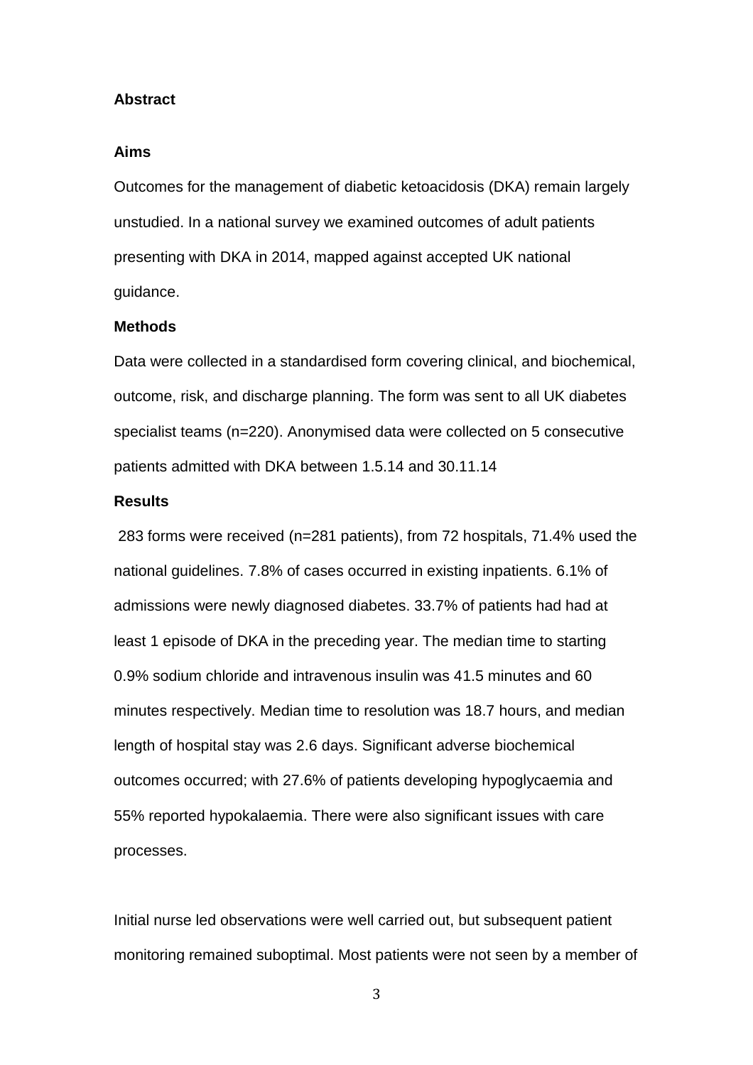## Abstract

### Aims

Outcomes for the management of diabetic ketoacidosis (DKA) remain largely unstudied. In a national survey we examined outcomes of adult patients presenting with DKA in 2014, mapped against accepted UK national guidance.

### Methods

Data were collected in a standardised form covering clinical, and biochemical, outcome, risk, and discharge planning. The form was sent to all UK diabetes specialist teams (n=220). Anonymised data were collected on 5 consecutive patients admitted with DKA between 1.5.14 and 30.11.14

### Results

283 forms were received (n=281 patients), from 72 hospitals, 71.4% used the national guidelines. 7.8% of cases occurred in existing inpatients. 6.1% of admissions were newly diagnosed diabetes. 33.7% of patients had had at least 1 episode of DKA in the preceding year. The median time to starting 0.9% sodium chloride and intravenous insulin was 41.5 minutes and 60 minutes respectively. Median time to resolution was 18.7 hours, and median length of hospital stay was 2.6 days. Significant adverse biochemical outcomes occurred; with 27.6% of patients developing hypoglycaemia and 55% reported hypokalaemia. There were also significant issues with care processes.

Initial nurse led observations were well carried out, but subsequent patient monitoring remained suboptimal. Most patients were not seen by a member of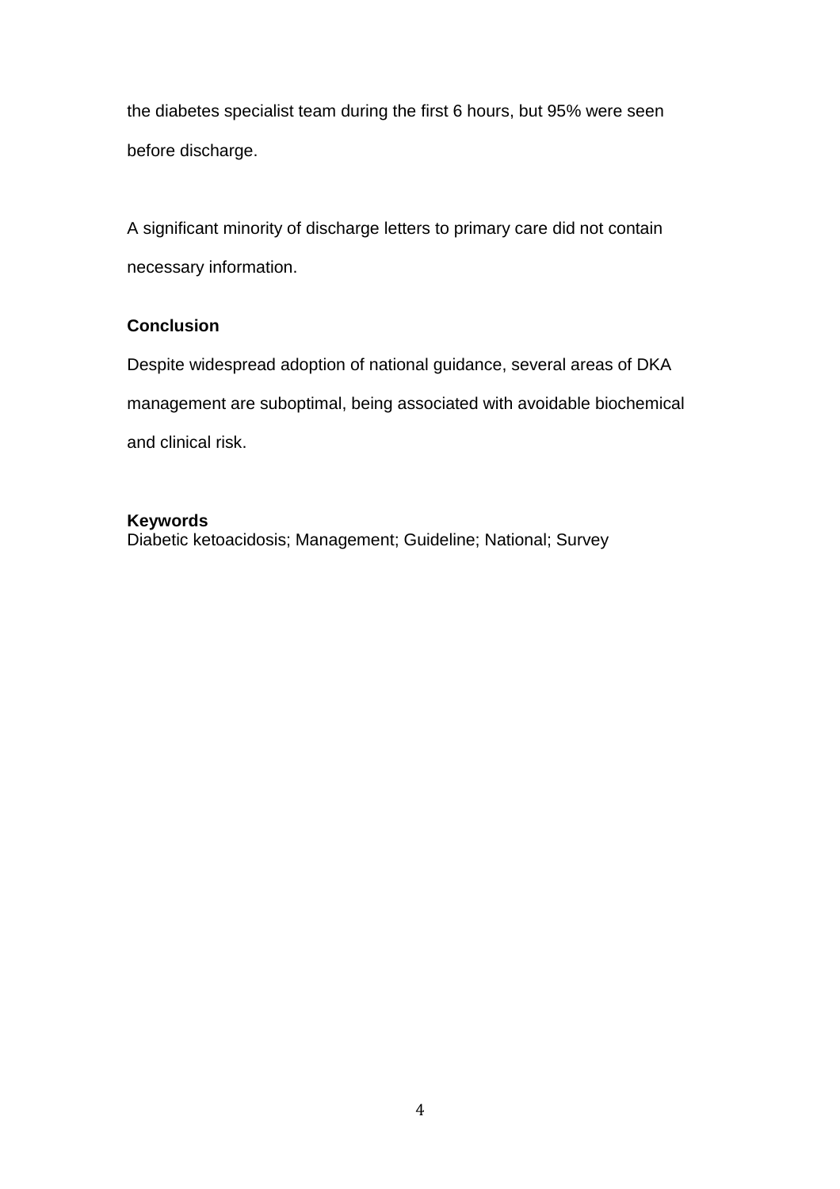the diabetes specialist team during the first 6 hours, but 95% were seen before discharge.

A significant minority of discharge letters to primary care did not contain necessary information.

**Conclusion**

Despite widespread adoption of national guidance, several areas of DKA management are suboptimal, being associated with avoidable biochemical and clinical risk.

**Keywords**

Diabetic ketoacidosis; Management; Guideline; National; Survey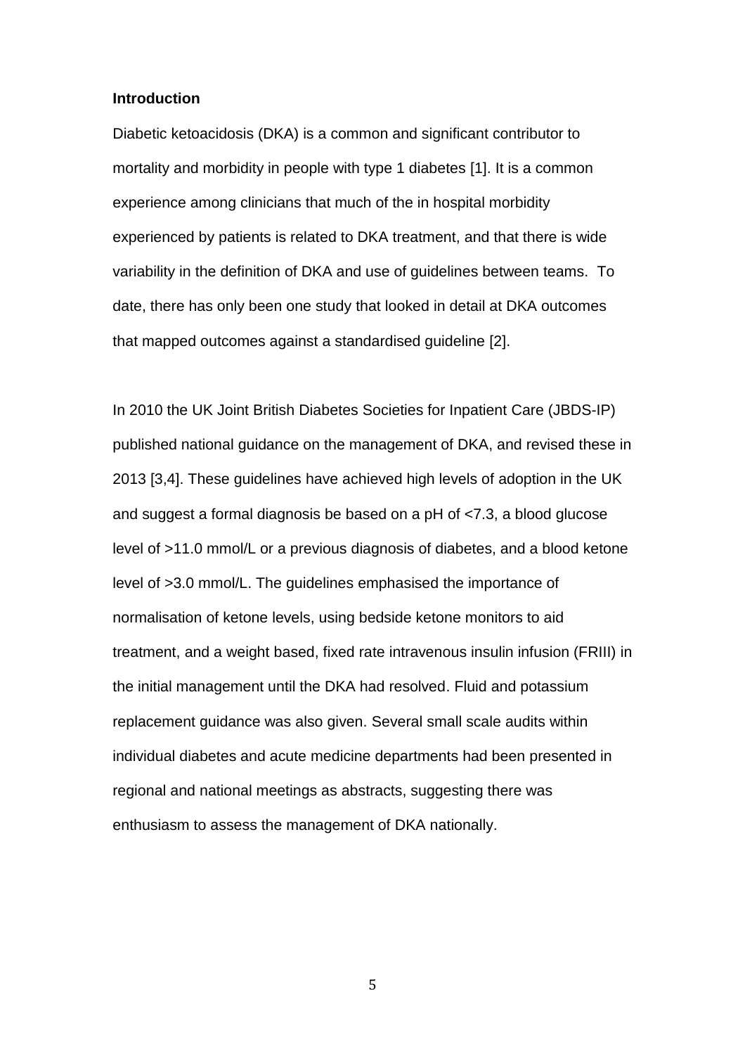## Introduction

Diabetic ketoacidosis (DKA) is a common and significant contributor to mortality and morbidity in people with type 1 diabetes [1]. It is a common experience among clinicians that much of the in hospital morbidity experienced by patients is related to DKA treatment, and that there is wide variability in the definition of DKA and use of guidelines between teams. To date, there has only been one study that looked in detail at DKA outcomes that mapped outcomes against a standardised guideline [2].

In 2010 the UK Joint British Diabetes Societies for Inpatient Care (JBDS-IP) published national guidance on the management of DKA, and revised these in 2013 [3,4]. These guidelines have achieved high levels of adoption in the UK and suggest a formal diagnosis be based on a pH of <7.3, a blood glucose level of >11.0 mmol/L or a previous diagnosis of diabetes, and a blood ketone level of >3.0 mmol/L. The guidelines emphasised the importance of normalisation of ketone levels, using bedside ketone monitors to aid treatment, and a weight based, fixed rate intravenous insulin infusion (FRIII) in the initial management until the DKA had resolved. Fluid and potassium replacement guidance was also given. Several small scale audits within individual diabetes and acute medicine departments had been presented in regional and national meetings as abstracts, suggesting there was enthusiasm to assess the management of DKA nationally.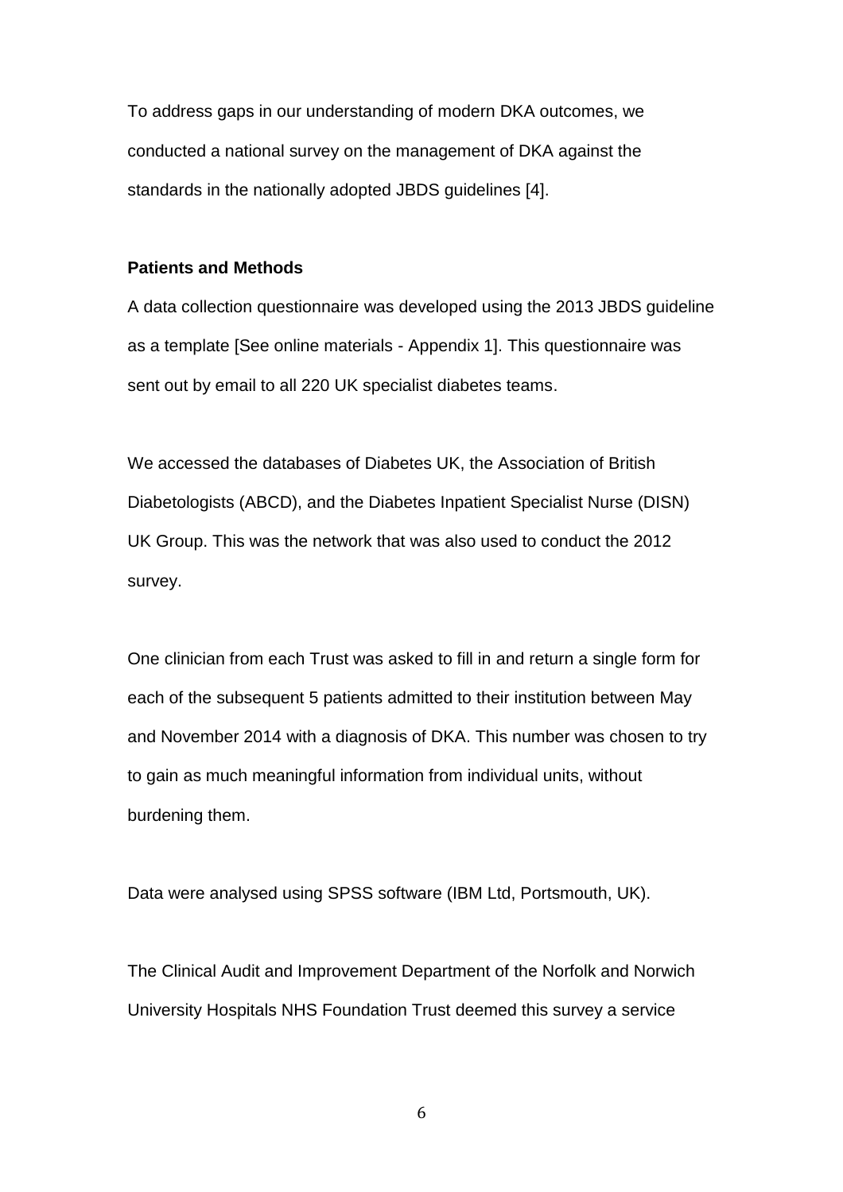To address gaps in our understanding of modern DKA outcomes, we conducted a national survey on the management of DKA against the standards in the nationally adopted JBDS guidelines [4].

**Patients and Methods**

A data collection questionnaire was developed using the 2013 JBDS guideline as a template [See online materials - Appendix 1]. This questionnaire was sent out by email to all 220 UK specialist diabetes teams.

We accessed the databases of Diabetes UK, the Association of British Diabetologists (ABCD), and the Diabetes Inpatient Specialist Nurse (DISN) UK Group. This was the network that was also used to conduct the 2012 survey.

One clinician from each Trust was asked to fill in and return a single form for each of the subsequent 5 patients admitted to their institution between May and November 2014 with a diagnosis of DKA. This number was chosen to try to gain as much meaningful information from individual units, without burdening them.

Data were analysed using SPSS software (IBM Ltd, Portsmouth, UK).

The Clinical Audit and Improvement Department of the Norfolk and Norwich University Hospitals NHS Foundation Trust deemed this survey a service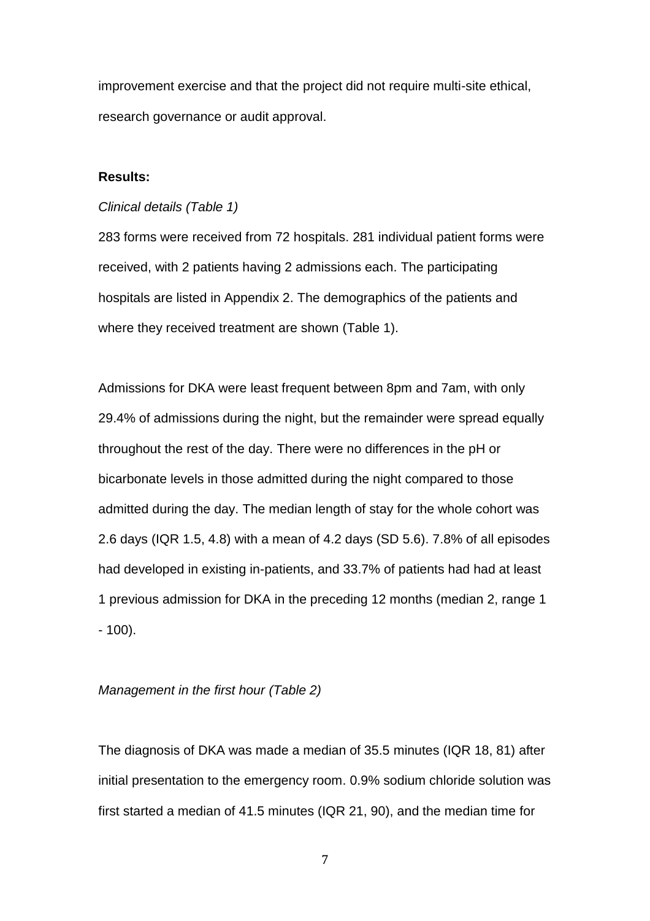improvement exercise and that the project did not require multi-site ethical, research governance or audit approval.

**Results:**

*Clinical details (Table 1)*

283 forms were received from 72 hospitals. 281 individual patient forms were received, with 2 patients having 2 admissions each. The participating hospitals are listed in Appendix 2. The demographics of the patients and where they received treatment are shown (Table 1).

Admissions for DKA were least frequent between 8pm and 7am, with only 29.4% of admissions during the night, but the remainder were spread equally throughout the rest of the day. There were no differences in the pH or bicarbonate levels in those admitted during the night compared to those admitted during the day. The median length of stay for the whole cohort was 2.6 days (IQR 1.5, 4.8) with a mean of 4.2 days (SD 5.6). 7.8% of all episodes had developed in existing in-patients, and 33.7% of patients had had at least 1 previous admission for DKA in the preceding 12 months (median 2, range 1 - 100).

*Management in the first hour (Table 2)*

The diagnosis of DKA was made a median of 35.5 minutes (IQR 18, 81) after initial presentation to the emergency room. 0.9% sodium chloride solution was first started a median of 41.5 minutes (IQR 21, 90), and the median time for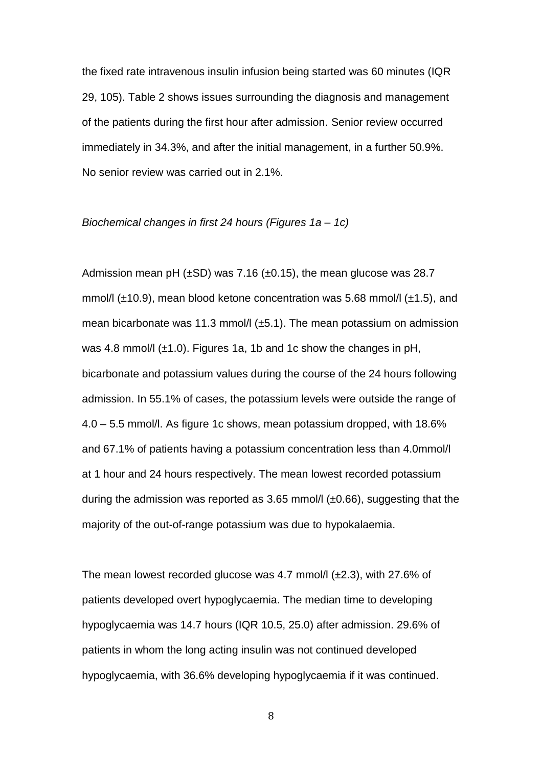the fixed rate intravenous insulin infusion being started was 60 minutes (IQR 29, 105). Table 2 shows issues surrounding the diagnosis and management of the patients during the first hour after admission. Senior review occurred immediately in 34.3%, and after the initial management, in a further 50.9%. No senior review was carried out in 2.1%.

*Biochemical changes in first 24 hours (Figures 1a – 1c)*

Admission mean pH (±SD) was 7.16 (±0.15), the mean glucose was 28.7 mmol/l (±10.9), mean blood ketone concentration was 5.68 mmol/l (±1.5), and mean bicarbonate was 11.3 mmol/l (±5.1). The mean potassium on admission was 4.8 mmol/l (±1.0). Figures 1a, 1b and 1c show the changes in pH, bicarbonate and potassium values during the course of the 24 hours following admission. In 55.1% of cases, the potassium levels were outside the range of 4.0 – 5.5 mmol/l. As figure 1c shows, mean potassium dropped, with 18.6% and 67.1% of patients having a potassium concentration less than 4.0mmol/l at 1 hour and 24 hours respectively. The mean lowest recorded potassium during the admission was reported as 3.65 mmol/l (±0.66), suggesting that the majority of the out-of-range potassium was due to hypokalaemia.

The mean lowest recorded glucose was 4.7 mmol/l (±2.3), with 27.6% of patients developed overt hypoglycaemia. The median time to developing hypoglycaemia was 14.7 hours (IQR 10.5, 25.0) after admission. 29.6% of patients in whom the long acting insulin was not continued developed hypoglycaemia, with 36.6% developing hypoglycaemia if it was continued.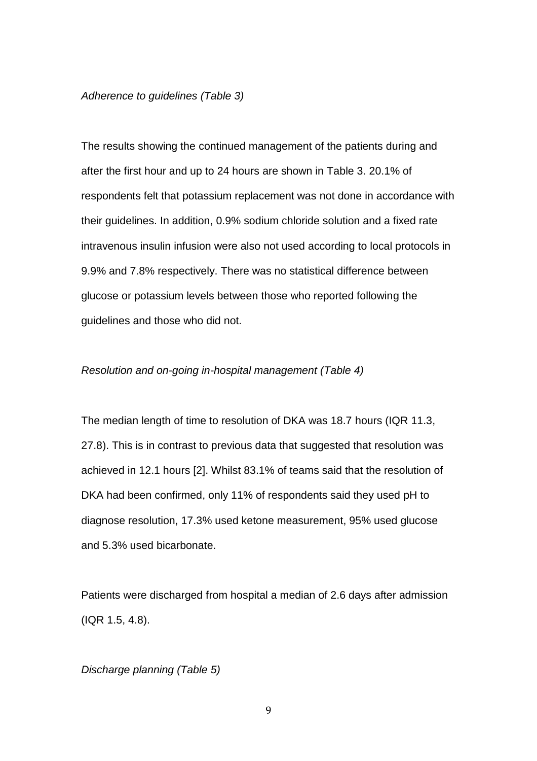*Adherence to guidelines (Table 3)*

The results showing the continued management of the patients during and after the first hour and up to 24 hours are shown in Table 3. 20.1% of respondents felt that potassium replacement was not done in accordance with their guidelines. In addition, 0.9% sodium chloride solution and a fixed rate intravenous insulin infusion were also not used according to local protocols in 9.9% and 7.8% respectively. There was no statistical difference between glucose or potassium levels between those who reported following the guidelines and those who did not.

*Resolution and on-going in-hospital management (Table 4)*

The median length of time to resolution of DKA was 18.7 hours (IQR 11.3, 27.8). This is in contrast to previous data that suggested that resolution was achieved in 12.1 hours [2]. Whilst 83.1% of teams said that the resolution of DKA had been confirmed, only 11% of respondents said they used pH to diagnose resolution, 17.3% used ketone measurement, 95% used glucose and 5.3% used bicarbonate.

Patients were discharged from hospital a median of 2.6 days after admission (IQR 1.5, 4.8).

*Discharge planning (Table 5)*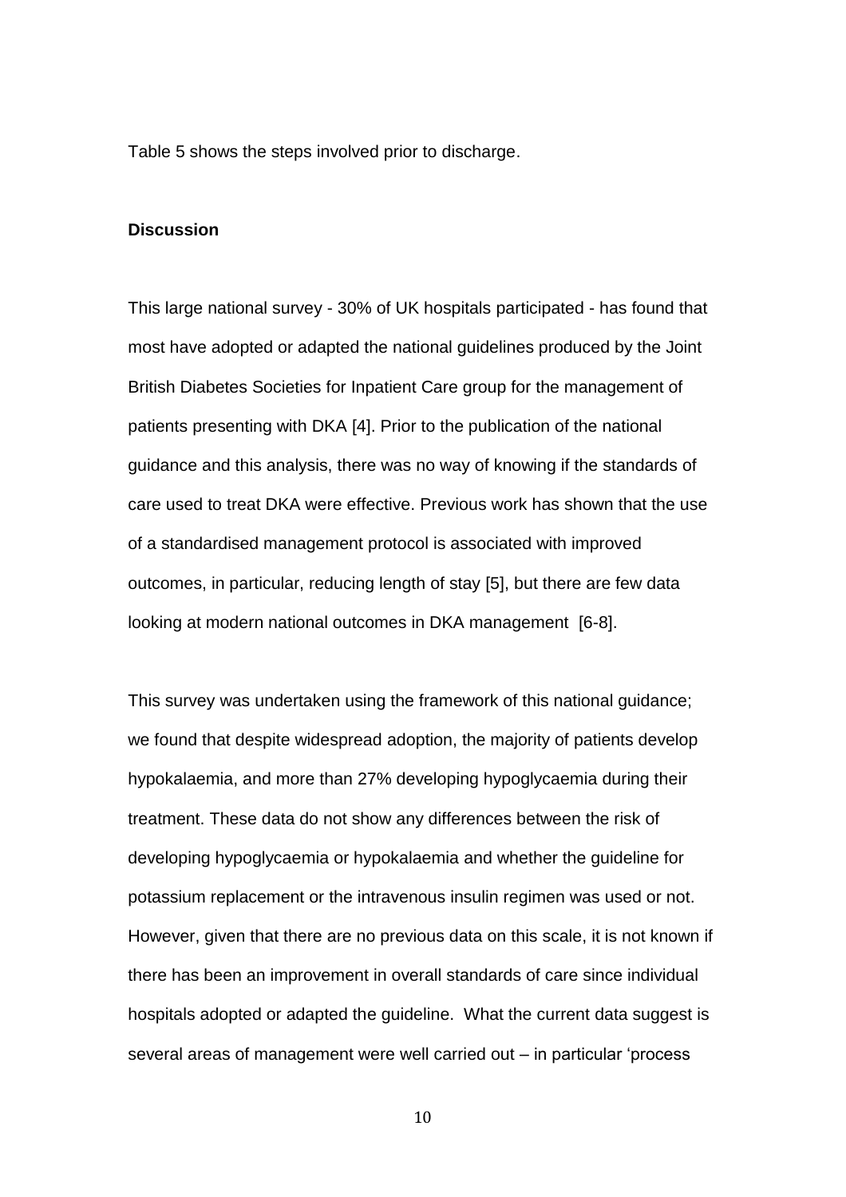Table 5 shows the steps involved prior to discharge.

## Discussion

This large national survey - 30% of UK hospitals participated - has found that most have adopted or adapted the national guidelines produced by the Joint British Diabetes Societies for Inpatient Care group for the management of patients presenting with DKA [4]. Prior to the publication of the national guidance and this analysis, there was no way of knowing if the standards of care used to treat DKA were effective. Previous work has shown that the use of a standardised management protocol is associated with improved outcomes, in particular, reducing length of stay [5], but there are few data looking at modern national outcomes in DKA management [6-8].

This survey was undertaken using the framework of this national guidance; we found that despite widespread adoption, the majority of patients develop hypokalaemia, and more than 27% developing hypoglycaemia during their treatment. These data do not show any differences between the risk of developing hypoglycaemia or hypokalaemia and whether the guideline for potassium replacement or the intravenous insulin regimen was used or not. However, given that there are no previous data on this scale, it is not known if there has been an improvement in overall standards of care since individual hospitals adopted or adapted the guideline. What the current data suggest is several areas of management were well carried out – in particular 'process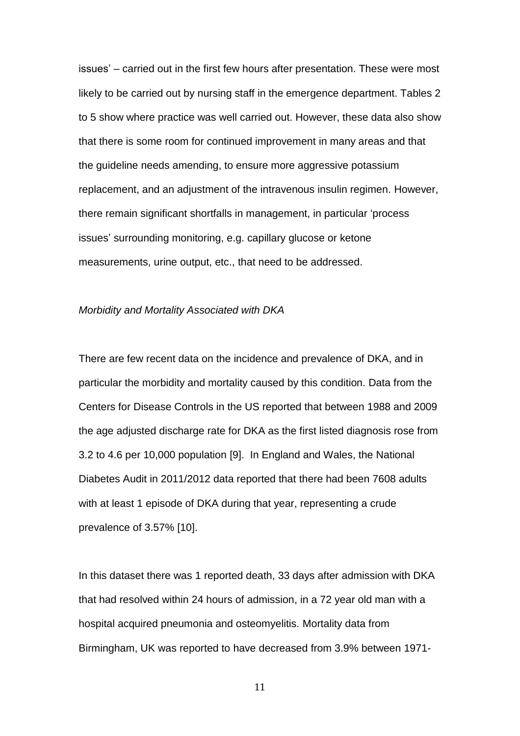issues' – carried out in the first few hours after presentation. These were most likely to be carried out by nursing staff in the emergence department. Tables 2 to 5 show where practice was well carried out. However, these data also show that there is some room for continued improvement in many areas and that the guideline needs amending, to ensure more aggressive potassium replacement, and an adjustment of the intravenous insulin regimen. However, there remain significant shortfalls in management, in particular 'process issues' surrounding monitoring, e.g. capillary glucose or ketone measurements, urine output, etc., that need to be addressed.

*Morbidity and Mortality Associated with DKA*

There are few recent data on the incidence and prevalence of DKA, and in particular the morbidity and mortality caused by this condition. Data from the Centers for Disease Controls in the US reported that between 1988 and 2009 the age adjusted discharge rate for DKA as the first listed diagnosis rose from 3.2 to 4.6 per 10,000 population [9]. In England and Wales, the National Diabetes Audit in 2011/2012 data reported that there had been 7608 adults with at least 1 episode of DKA during that year, representing a crude prevalence of 3.57% [10].

In this dataset there was 1 reported death, 33 days after admission with DKA that had resolved within 24 hours of admission, in a 72 year old man with a hospital acquired pneumonia and osteomyelitis. Mortality data from Birmingham, UK was reported to have decreased from 3.9% between 1971-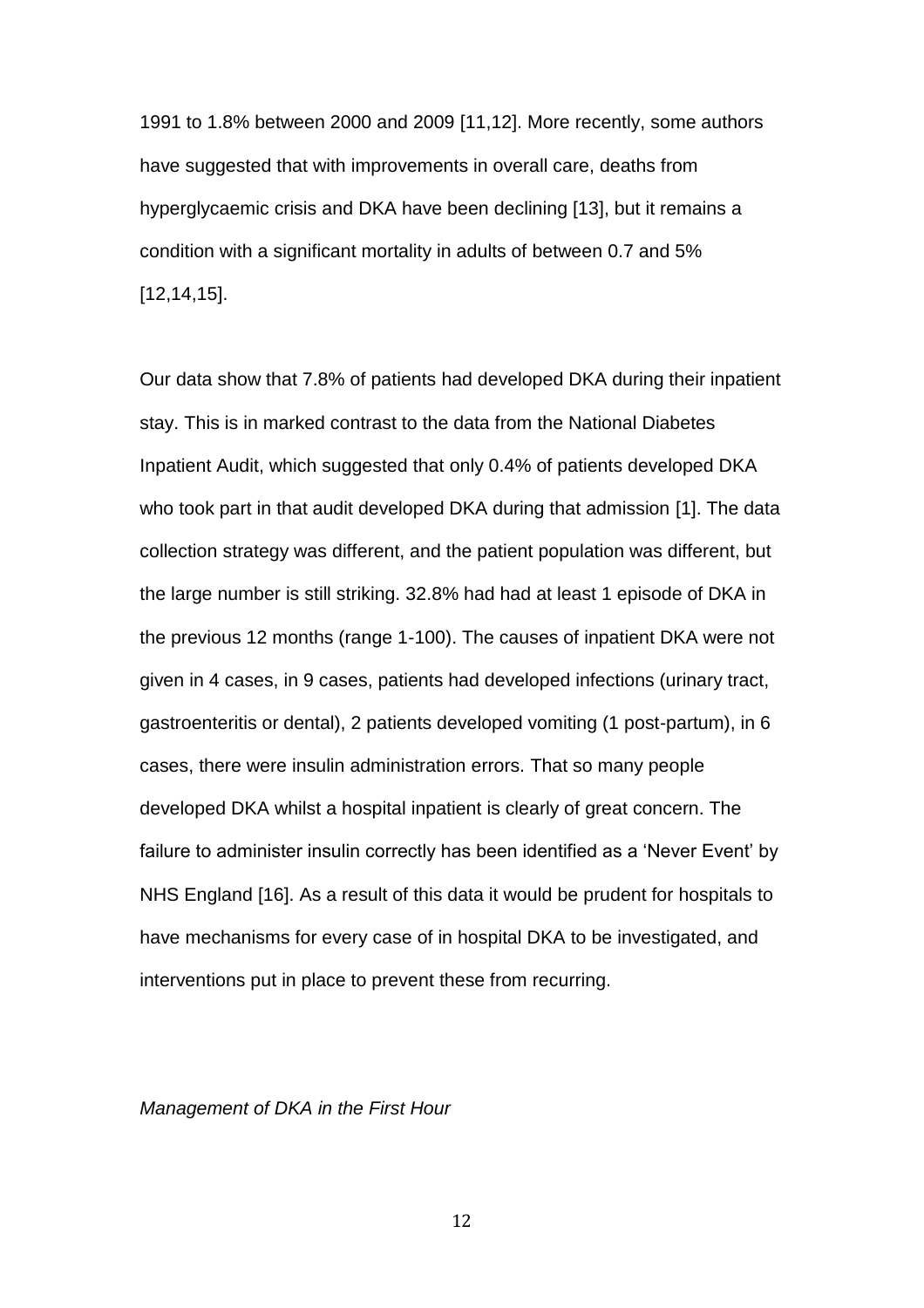1991 to 1.8% between 2000 and 2009 [11,12]. More recently, some authors have suggested that with improvements in overall care, deaths from hyperglycaemic crisis and DKA have been declining [13], but it remains a condition with a significant mortality in adults of between 0.7 and 5% [12,14,15].

Our data show that 7.8% of patients had developed DKA during their inpatient stay. This is in marked contrast to the data from the National Diabetes Inpatient Audit, which suggested that only 0.4% of patients developed DKA who took part in that audit developed DKA during that admission [1]. The data collection strategy was different, and the patient population was different, but the large number is still striking. 32.8% had had at least 1 episode of DKA in the previous 12 months (range 1-100). The causes of inpatient DKA were not given in 4 cases, in 9 cases, patients had developed infections (urinary tract, gastroenteritis or dental), 2 patients developed vomiting (1 post-partum), in 6 cases, there were insulin administration errors. That so many people developed DKA whilst a hospital inpatient is clearly of great concern. The failure to administer insulin correctly has been identified as a 'Never Event' by NHS England [16]. As a result of this data it would be prudent for hospitals to have mechanisms for every case of in hospital DKA to be investigated, and interventions put in place to prevent these from recurring.

*Management of DKA in the First Hour*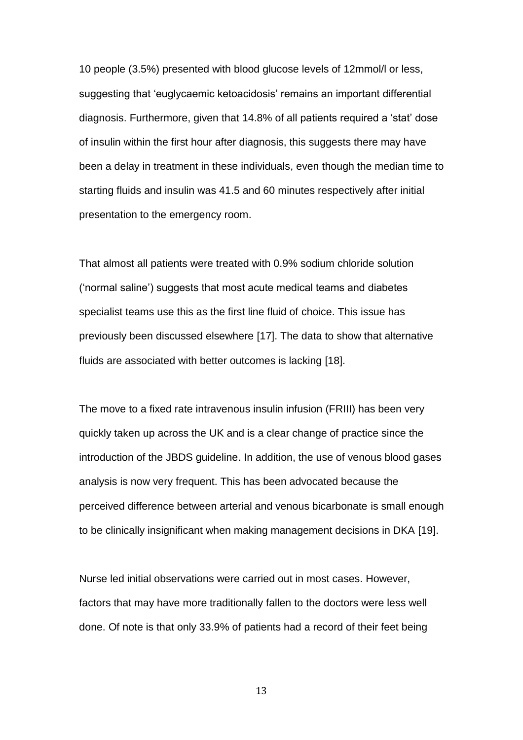10 people (3.5%) presented with blood glucose levels of 12mmol/l or less, suggesting that 'euglycaemic ketoacidosis' remains an important differential diagnosis. Furthermore, given that 14.8% of all patients required a 'stat' dose of insulin within the first hour after diagnosis, this suggests there may have been a delay in treatment in these individuals, even though the median time to starting fluids and insulin was 41.5 and 60 minutes respectively after initial presentation to the emergency room.

That almost all patients were treated with 0.9% sodium chloride solution ('normal saline') suggests that most acute medical teams and diabetes specialist teams use this as the first line fluid of choice. This issue has previously been discussed elsewhere [17]. The data to show that alternative fluids are associated with better outcomes is lacking [18].

The move to a fixed rate intravenous insulin infusion (FRIII) has been very quickly taken up across the UK and is a clear change of practice since the introduction of the JBDS guideline. In addition, the use of venous blood gases analysis is now very frequent. This has been advocated because the perceived difference between arterial and venous bicarbonate is small enough to be clinically insignificant when making management decisions in DKA [19].

Nurse led initial observations were carried out in most cases. However, factors that may have more traditionally fallen to the doctors were less well done. Of note is that only 33.9% of patients had a record of their feet being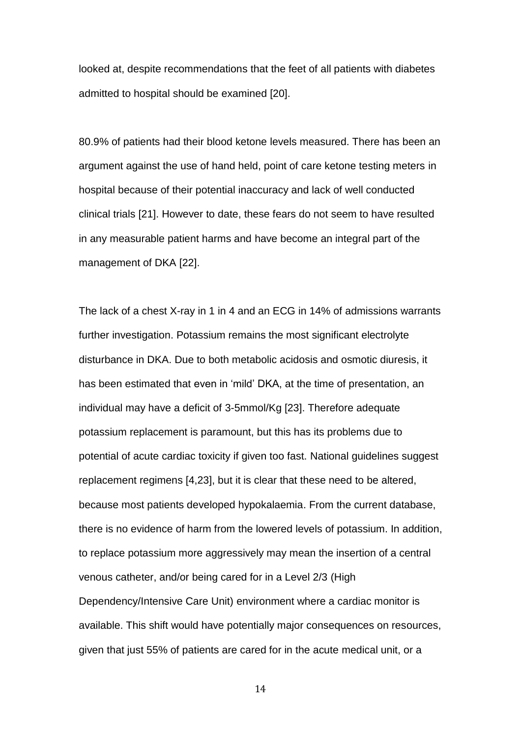looked at, despite recommendations that the feet of all patients with diabetes admitted to hospital should be examined [20].

80.9% of patients had their blood ketone levels measured. There has been an argument against the use of hand held, point of care ketone testing meters in hospital because of their potential inaccuracy and lack of well conducted clinical trials [21]. However to date, these fears do not seem to have resulted in any measurable patient harms and have become an integral part of the management of DKA [22].

The lack of a chest X-ray in 1 in 4 and an ECG in 14% of admissions warrants further investigation. Potassium remains the most significant electrolyte disturbance in DKA. Due to both metabolic acidosis and osmotic diuresis, it has been estimated that even in 'mild' DKA, at the time of presentation, an individual may have a deficit of 3-5mmol/Kg [23]. Therefore adequate potassium replacement is paramount, but this has its problems due to potential of acute cardiac toxicity if given too fast. National guidelines suggest replacement regimens [4,23], but it is clear that these need to be altered, because most patients developed hypokalaemia. From the current database, there is no evidence of harm from the lowered levels of potassium. In addition, to replace potassium more aggressively may mean the insertion of a central venous catheter, and/or being cared for in a Level 2/3 (High Dependency/Intensive Care Unit) environment where a cardiac monitor is available. This shift would have potentially major consequences on resources, given that just 55% of patients are cared for in the acute medical unit, or a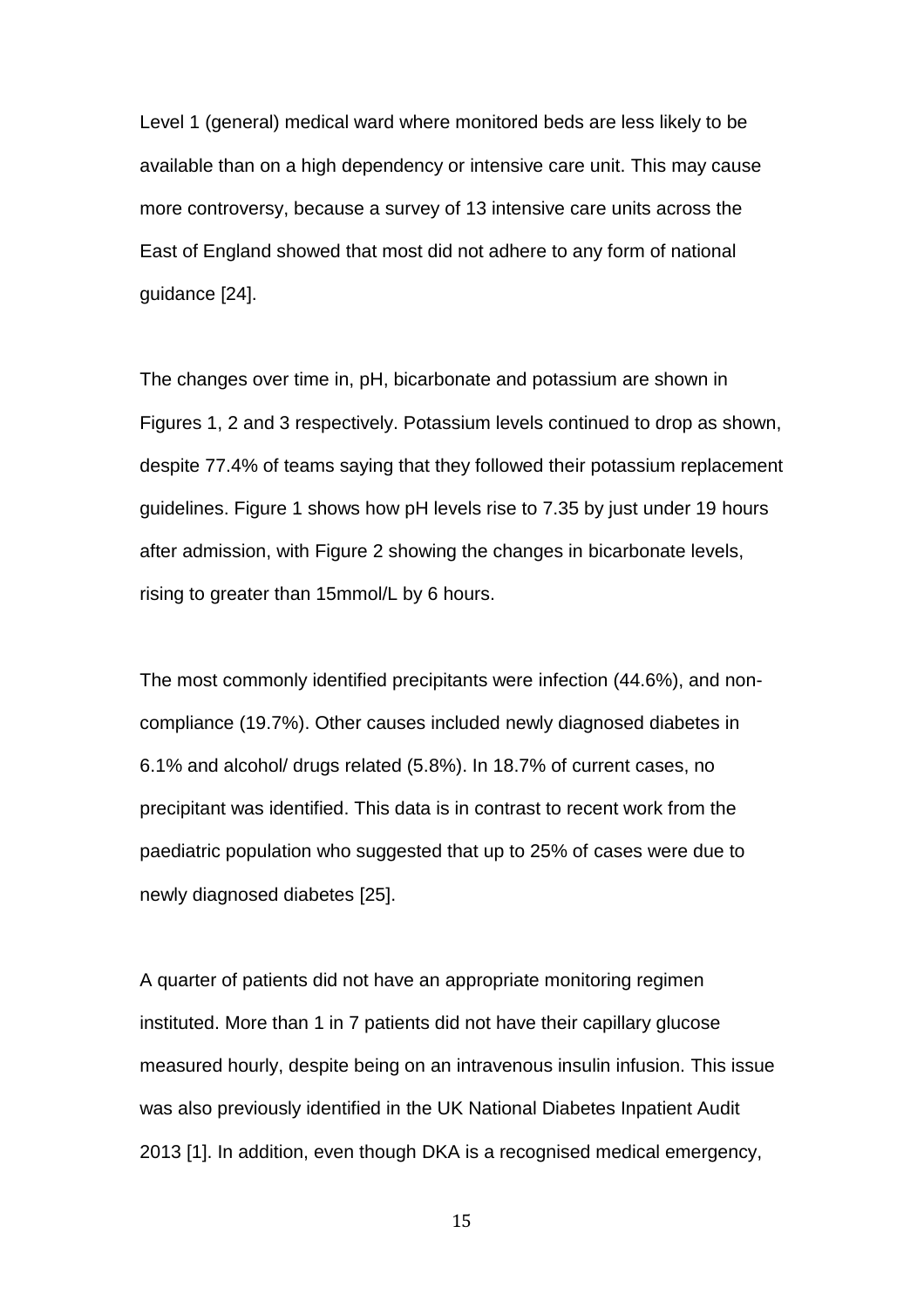Level 1 (general) medical ward where monitored beds are less likely to be available than on a high dependency or intensive care unit. This may cause more controversy, because a survey of 13 intensive care units across the East of England showed that most did not adhere to any form of national guidance [24].

The changes over time in, pH, bicarbonate and potassium are shown in Figures 1, 2 and 3 respectively. Potassium levels continued to drop as shown, despite 77.4% of teams saying that they followed their potassium replacement guidelines. Figure 1 shows how pH levels rise to 7.35 by just under 19 hours after admission, with Figure 2 showing the changes in bicarbonate levels, rising to greater than 15mmol/L by 6 hours.

The most commonly identified precipitants were infection (44.6%), and non-compliance (19.7%). Other causes included newly diagnosed diabetes in 6.1% and alcohol/ drugs related (5.8%). In 18.7% of current cases, no precipitant was identified. This data is in contrast to recent work from the paediatric population who suggested that up to 25% of cases were due to newly diagnosed diabetes [25].

A quarter of patients did not have an appropriate monitoring regimen instituted. More than 1 in 7 patients did not have their capillary glucose measured hourly, despite being on an intravenous insulin infusion. This issue was also previously identified in the UK National Diabetes Inpatient Audit 2013 [1]. In addition, even though DKA is a recognised medical emergency,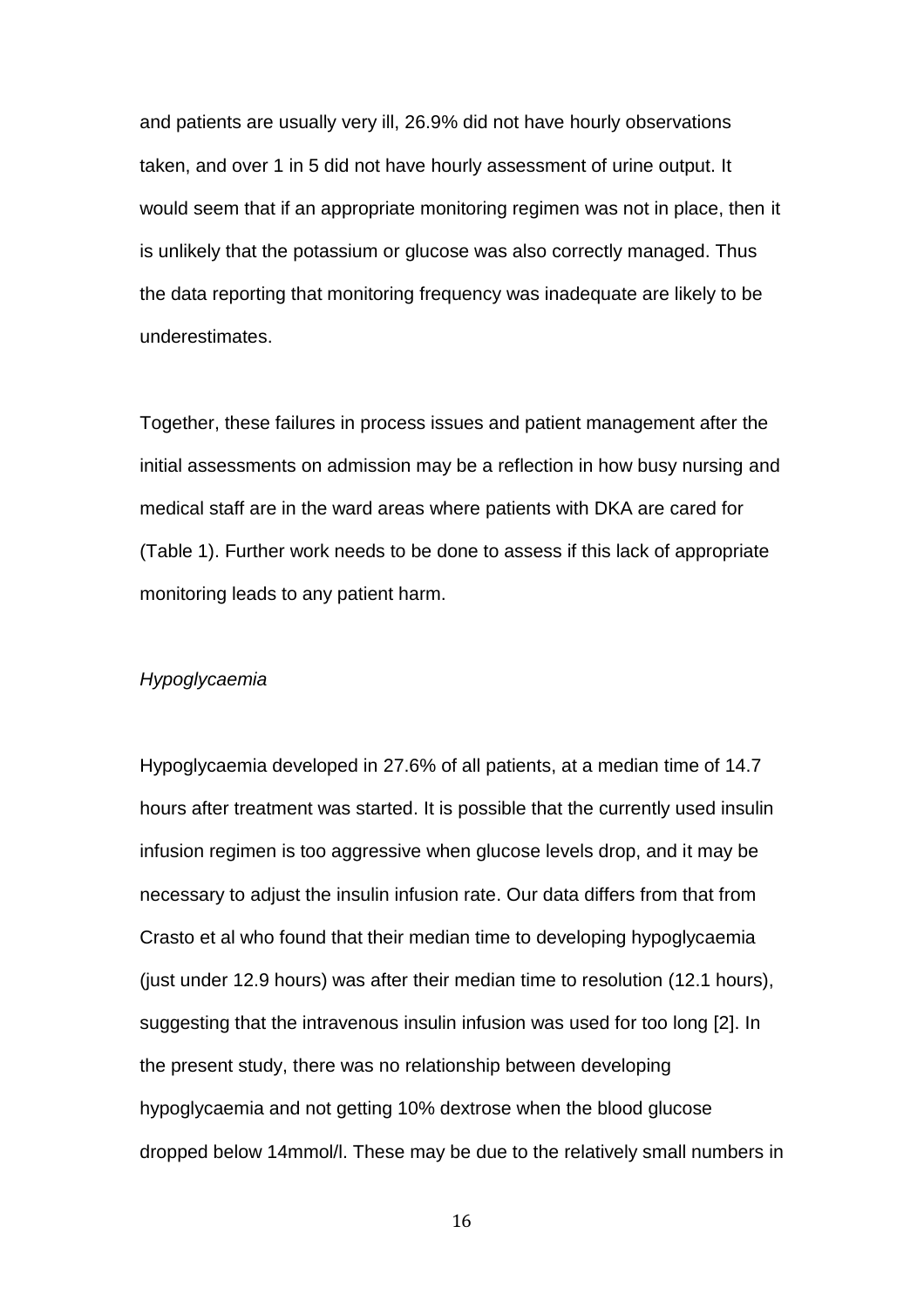and patients are usually very ill, 26.9% did not have hourly observations taken, and over 1 in 5 did not have hourly assessment of urine output. It would seem that if an appropriate monitoring regimen was not in place, then it is unlikely that the potassium or glucose was also correctly managed. Thus the data reporting that monitoring frequency was inadequate are likely to be underestimates.

Together, these failures in process issues and patient management after the initial assessments on admission may be a reflection in how busy nursing and medical staff are in the ward areas where patients with DKA are cared for (Table 1). Further work needs to be done to assess if this lack of appropriate monitoring leads to any patient harm.

*Hypoglycaemia*

Hypoglycaemia developed in 27.6% of all patients, at a median time of 14.7 hours after treatment was started. It is possible that the currently used insulin infusion regimen is too aggressive when glucose levels drop, and it may be necessary to adjust the insulin infusion rate. Our data differs from that from Crasto et al who found that their median time to developing hypoglycaemia (just under 12.9 hours) was after their median time to resolution (12.1 hours), suggesting that the intravenous insulin infusion was used for too long [2]. In the present study, there was no relationship between developing hypoglycaemia and not getting 10% dextrose when the blood glucose dropped below 14mmol/l. These may be due to the relatively small numbers in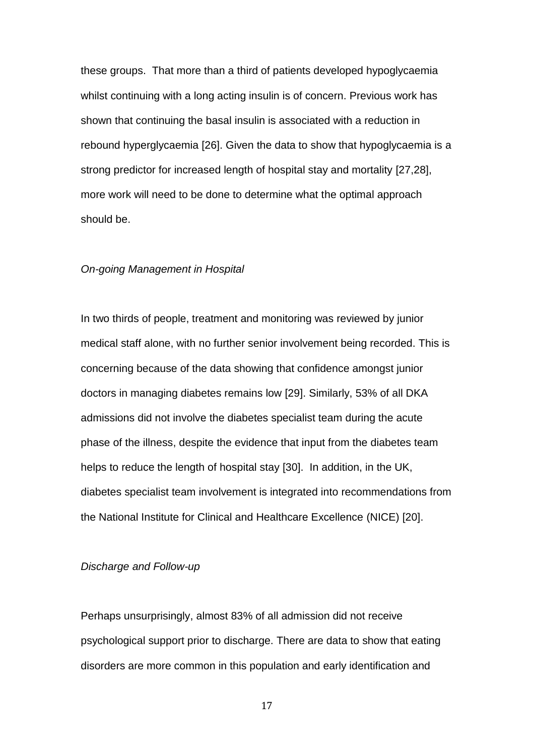these groups. That more than a third of patients developed hypoglycaemia whilst continuing with a long acting insulin is of concern. Previous work has shown that continuing the basal insulin is associated with a reduction in rebound hyperglycaemia [26]. Given the data to show that hypoglycaemia is a strong predictor for increased length of hospital stay and mortality [27,28], more work will need to be done to determine what the optimal approach should be.

*On-going Management in Hospital*

In two thirds of people, treatment and monitoring was reviewed by junior medical staff alone, with no further senior involvement being recorded. This is concerning because of the data showing that confidence amongst junior doctors in managing diabetes remains low [29]. Similarly, 53% of all DKA admissions did not involve the diabetes specialist team during the acute phase of the illness, despite the evidence that input from the diabetes team helps to reduce the length of hospital stay [30]. In addition, in the UK, diabetes specialist team involvement is integrated into recommendations from the National Institute for Clinical and Healthcare Excellence (NICE) [20].

*Discharge and Follow-up*

Perhaps unsurprisingly, almost 83% of all admission did not receive psychological support prior to discharge. There are data to show that eating disorders are more common in this population and early identification and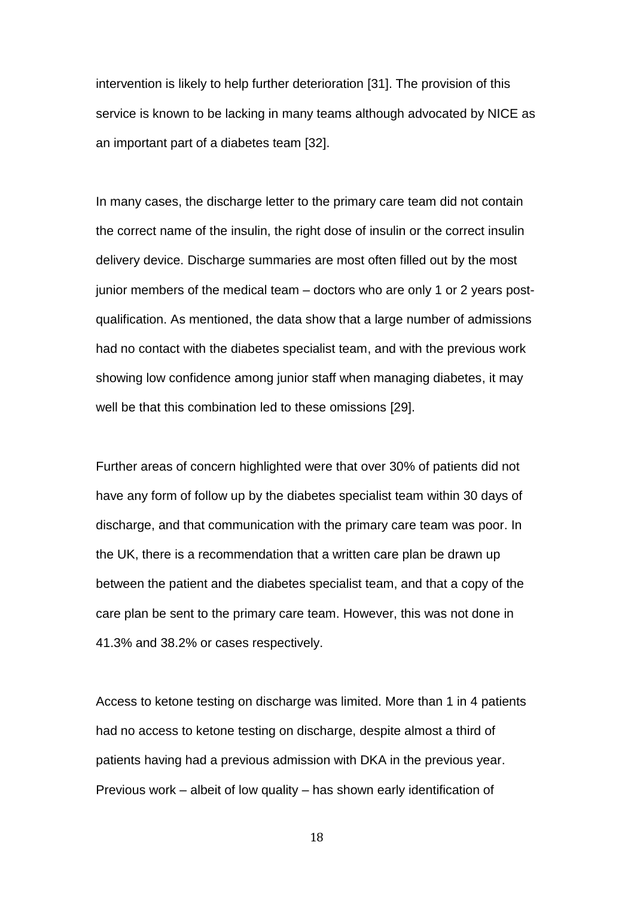intervention is likely to help further deterioration [31]. The provision of this service is known to be lacking in many teams although advocated by NICE as an important part of a diabetes team [32].

In many cases, the discharge letter to the primary care team did not contain the correct name of the insulin, the right dose of insulin or the correct insulin delivery device. Discharge summaries are most often filled out by the most junior members of the medical team – doctors who are only 1 or 2 years post-qualification. As mentioned, the data show that a large number of admissions had no contact with the diabetes specialist team, and with the previous work showing low confidence among junior staff when managing diabetes, it may well be that this combination led to these omissions [29].

Further areas of concern highlighted were that over 30% of patients did not have any form of follow up by the diabetes specialist team within 30 days of discharge, and that communication with the primary care team was poor. In the UK, there is a recommendation that a written care plan be drawn up between the patient and the diabetes specialist team, and that a copy of the care plan be sent to the primary care team. However, this was not done in 41.3% and 38.2% or cases respectively.

Access to ketone testing on discharge was limited. More than 1 in 4 patients had no access to ketone testing on discharge, despite almost a third of patients having had a previous admission with DKA in the previous year. Previous work – albeit of low quality – has shown early identification of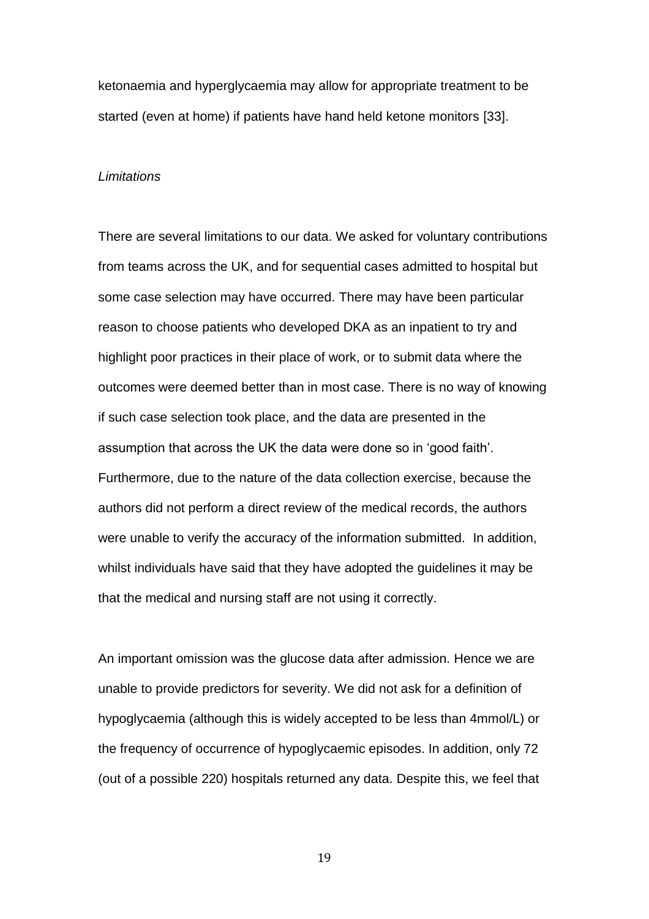ketonaemia and hyperglycaemia may allow for appropriate treatment to be started (even at home) if patients have hand held ketone monitors [33].

*Limitations*

There are several limitations to our data. We asked for voluntary contributions from teams across the UK, and for sequential cases admitted to hospital but some case selection may have occurred. There may have been particular reason to choose patients who developed DKA as an inpatient to try and highlight poor practices in their place of work, or to submit data where the outcomes were deemed better than in most case. There is no way of knowing if such case selection took place, and the data are presented in the assumption that across the UK the data were done so in 'good faith'. Furthermore, due to the nature of the data collection exercise, because the authors did not perform a direct review of the medical records, the authors were unable to verify the accuracy of the information submitted. In addition, whilst individuals have said that they have adopted the guidelines it may be that the medical and nursing staff are not using it correctly.

An important omission was the glucose data after admission. Hence we are unable to provide predictors for severity. We did not ask for a definition of hypoglycaemia (although this is widely accepted to be less than 4mmol/L) or the frequency of occurrence of hypoglycaemic episodes. In addition, only 72 (out of a possible 220) hospitals returned any data. Despite this, we feel that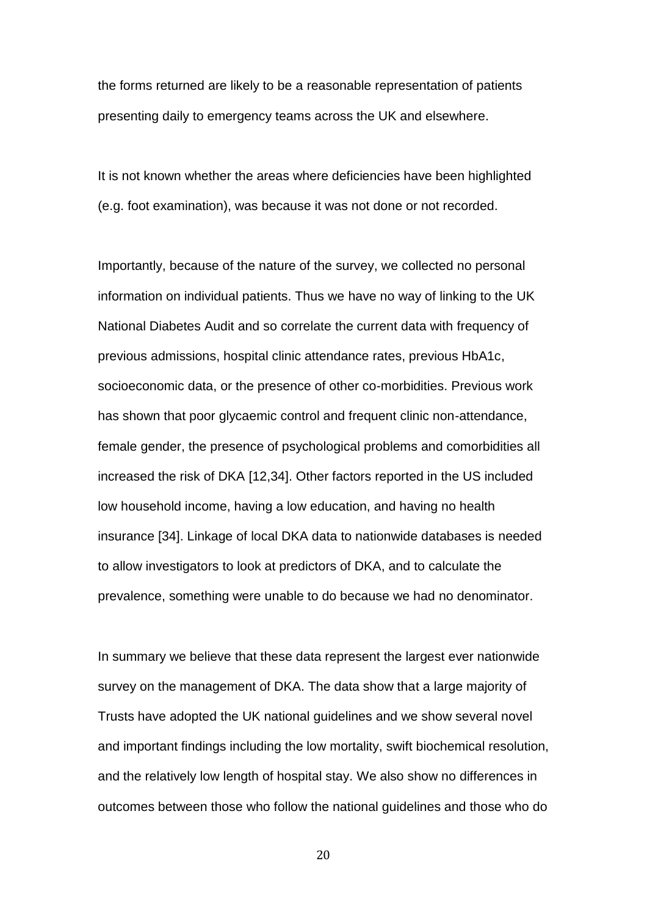the forms returned are likely to be a reasonable representation of patients presenting daily to emergency teams across the UK and elsewhere.

It is not known whether the areas where deficiencies have been highlighted (e.g. foot examination), was because it was not done or not recorded.

Importantly, because of the nature of the survey, we collected no personal information on individual patients. Thus we have no way of linking to the UK National Diabetes Audit and so correlate the current data with frequency of previous admissions, hospital clinic attendance rates, previous HbA1c, socioeconomic data, or the presence of other co-morbidities. Previous work has shown that poor glycaemic control and frequent clinic non-attendance, female gender, the presence of psychological problems and comorbidities all increased the risk of DKA [12,34]. Other factors reported in the US included low household income, having a low education, and having no health insurance [34]. Linkage of local DKA data to nationwide databases is needed to allow investigators to look at predictors of DKA, and to calculate the prevalence, something were unable to do because we had no denominator.

In summary we believe that these data represent the largest ever nationwide survey on the management of DKA. The data show that a large majority of Trusts have adopted the UK national guidelines and we show several novel and important findings including the low mortality, swift biochemical resolution, and the relatively low length of hospital stay. We also show no differences in outcomes between those who follow the national guidelines and those who do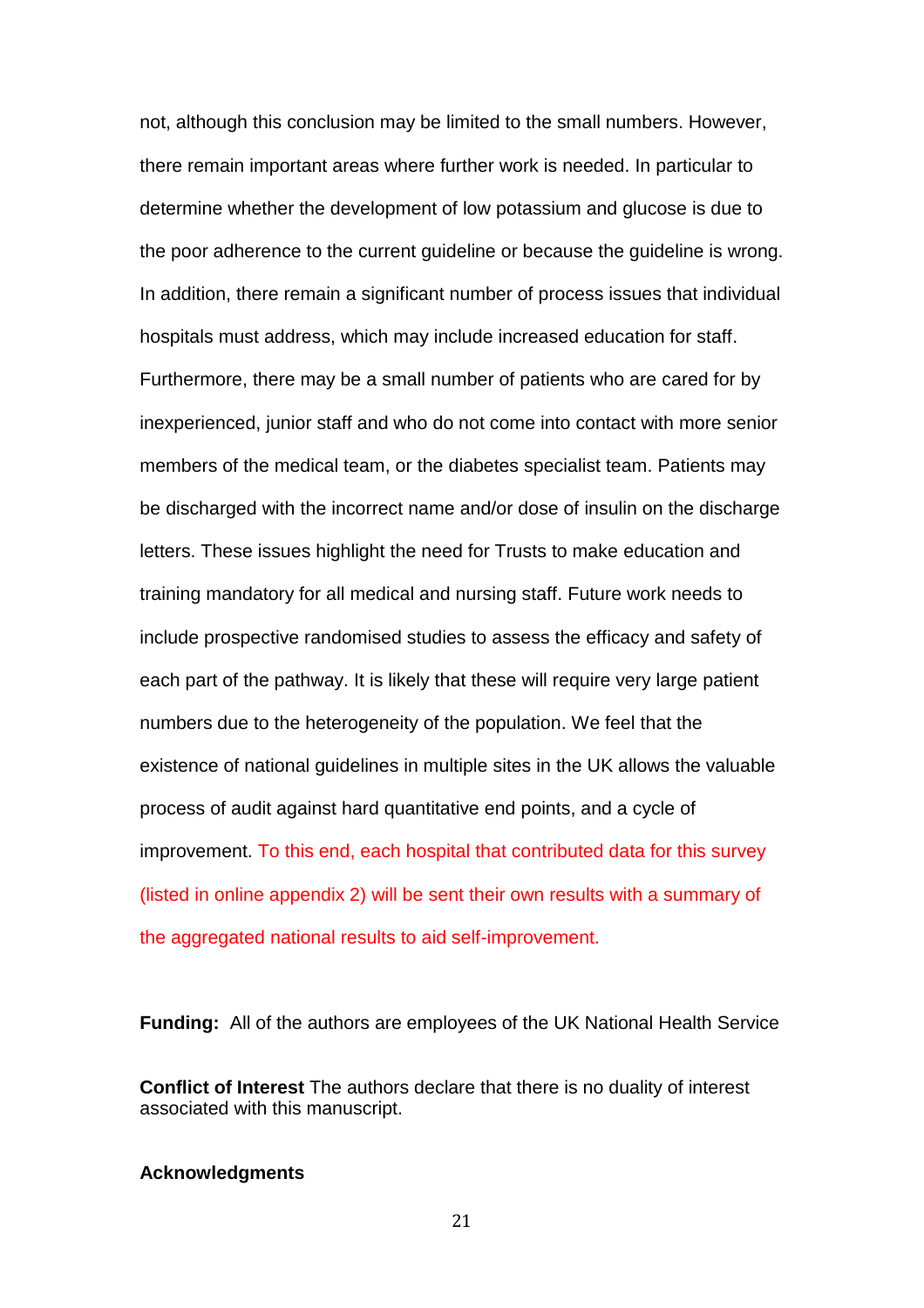not, although this conclusion may be limited to the small numbers. However, there remain important areas where further work is needed. In particular to determine whether the development of low potassium and glucose is due to the poor adherence to the current guideline or because the guideline is wrong. In addition, there remain a significant number of process issues that individual hospitals must address, which may include increased education for staff. Furthermore, there may be a small number of patients who are cared for by inexperienced, junior staff and who do not come into contact with more senior members of the medical team, or the diabetes specialist team. Patients may be discharged with the incorrect name and/or dose of insulin on the discharge letters. These issues highlight the need for Trusts to make education and training mandatory for all medical and nursing staff. Future work needs to include prospective randomised studies to assess the efficacy and safety of each part of the pathway. It is likely that these will require very large patient numbers due to the heterogeneity of the population. We feel that the existence of national guidelines in multiple sites in the UK allows the valuable process of audit against hard quantitative end points, and a cycle of improvement. To this end, each hospital that contributed data for this survey (listed in online appendix 2) will be sent their own results with a summary of the aggregated national results to aid self-improvement.

**Funding:** All of the authors are employees of the UK National Health Service

**Conflict of Interest** The authors declare that there is no duality of interest associated with this manuscript.

**Acknowledgments**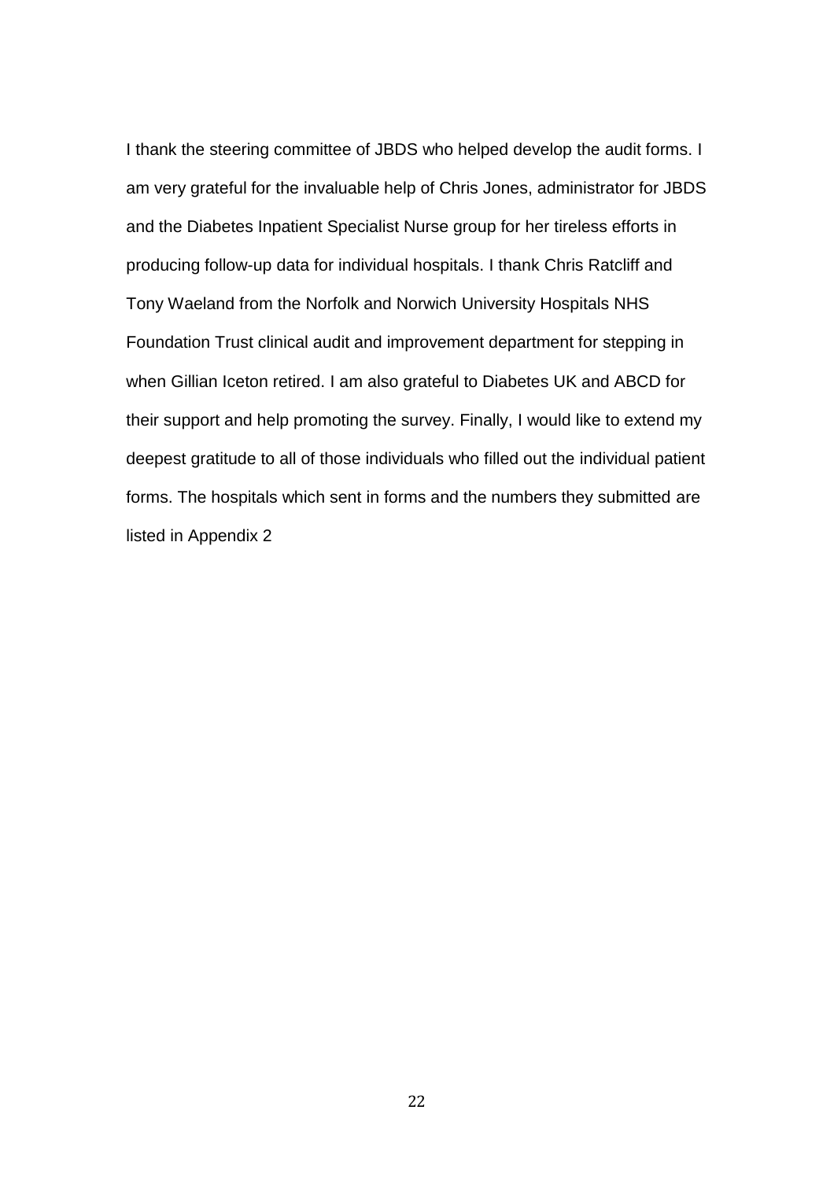I thank the steering committee of JBDS who helped develop the audit forms. I am very grateful for the invaluable help of Chris Jones, administrator for JBDS and the Diabetes Inpatient Specialist Nurse group for her tireless efforts in producing follow-up data for individual hospitals. I thank Chris Ratcliff and Tony Waeland from the Norfolk and Norwich University Hospitals NHS Foundation Trust clinical audit and improvement department for stepping in when Gillian Iceton retired. I am also grateful to Diabetes UK and ABCD for their support and help promoting the survey. Finally, I would like to extend my deepest gratitude to all of those individuals who filled out the individual patient forms. The hospitals which sent in forms and the numbers they submitted are listed in Appendix 2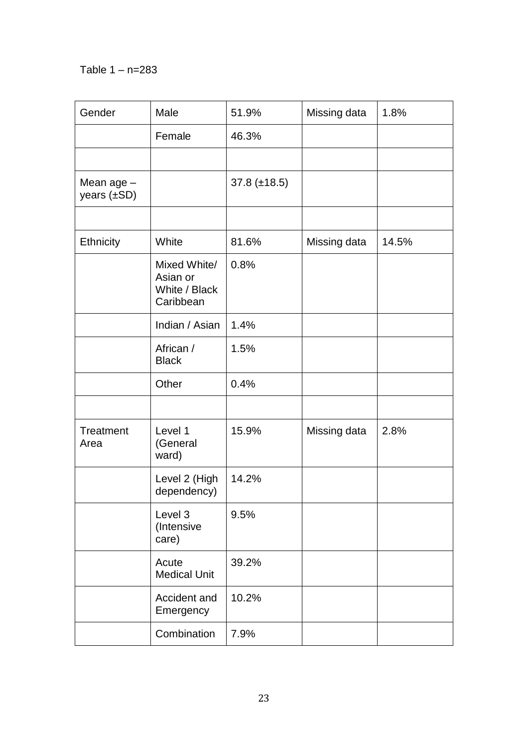Table 1 – n=283

| Gender | Male | 51.9% | Missing data | 1.8% |
|---|---|---|---|---|
| | Female | 46.3% | | |
| | | | | |
| Mean age – years (±SD) | | 37.8 (±18.5) | | |
| | | | | |
| Ethnicity | White | 81.6% | Missing data | 14.5% |
| | Mixed White/ Asian or White / Black Caribbean | 0.8% | | |
| | Indian / Asian | 1.4% | | |
| | African / Black | 1.5% | | |
| | Other | 0.4% | | |
| | | | | |
| Treatment Area | Level 1 (General ward) | 15.9% | Missing data | 2.8% |
| | Level 2 (High dependency) | 14.2% | | |
| | Level 3 (Intensive care) | 9.5% | | |
| | Acute Medical Unit | 39.2% | | |
| | Accident and Emergency | 10.2% | | |
| | Combination | 7.9% | | |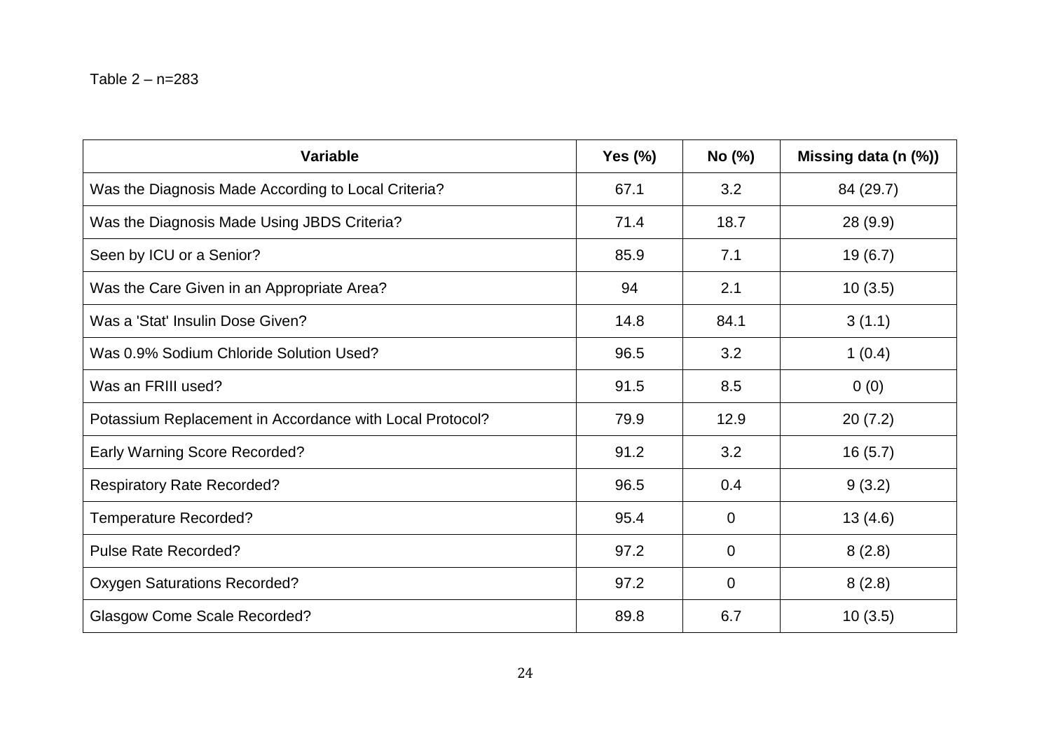Table 2 – n=283

| Variable | Yes (%) | No (%) | Missing data (n (%)) |
|---|---|---|---|
| Was the Diagnosis Made According to Local Criteria? | 67.1 | 3.2 | 84 (29.7) |
| Was the Diagnosis Made Using JBDS Criteria? | 71.4 | 18.7 | 28 (9.9) |
| Seen by ICU or a Senior? | 85.9 | 7.1 | 19 (6.7) |
| Was the Care Given in an Appropriate Area? | 94 | 2.1 | 10 (3.5) |
| Was a 'Stat' Insulin Dose Given? | 14.8 | 84.1 | 3 (1.1) |
| Was 0.9% Sodium Chloride Solution Used? | 96.5 | 3.2 | 1 (0.4) |
| Was an FRIII used? | 91.5 | 8.5 | 0 (0) |
| Potassium Replacement in Accordance with Local Protocol? | 79.9 | 12.9 | 20 (7.2) |
| Early Warning Score Recorded? | 91.2 | 3.2 | 16 (5.7) |
| Respiratory Rate Recorded? | 96.5 | 0.4 | 9 (3.2) |
| Temperature Recorded? | 95.4 | 0 | 13 (4.6) |
| Pulse Rate Recorded? | 97.2 | 0 | 8 (2.8) |
| Oxygen Saturations Recorded? | 97.2 | 0 | 8 (2.8) |
| Glasgow Come Scale Recorded? | 89.8 | 6.7 | 10 (3.5) |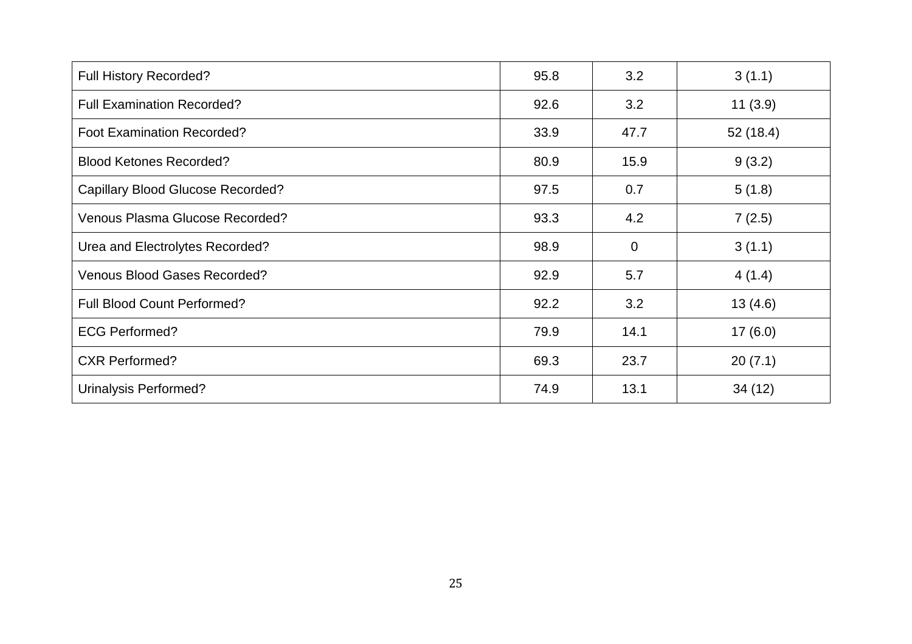| Full History Recorded? | 95.8 | 3.2 | 3 (1.1) |
|---|---|---|---|
| Full Examination Recorded? | 92.6 | 3.2 | 11 (3.9) |
| Foot Examination Recorded? | 33.9 | 47.7 | 52 (18.4) |
| Blood Ketones Recorded? | 80.9 | 15.9 | 9 (3.2) |
| Capillary Blood Glucose Recorded? | 97.5 | 0.7 | 5 (1.8) |
| Venous Plasma Glucose Recorded? | 93.3 | 4.2 | 7 (2.5) |
| Urea and Electrolytes Recorded? | 98.9 | 0 | 3 (1.1) |
| Venous Blood Gases Recorded? | 92.9 | 5.7 | 4 (1.4) |
| Full Blood Count Performed? | 92.2 | 3.2 | 13 (4.6) |
| ECG Performed? | 79.9 | 14.1 | 17 (6.0) |
| CXR Performed? | 69.3 | 23.7 | 20 (7.1) |
| Urinalysis Performed? | 74.9 | 13.1 | 34 (12) |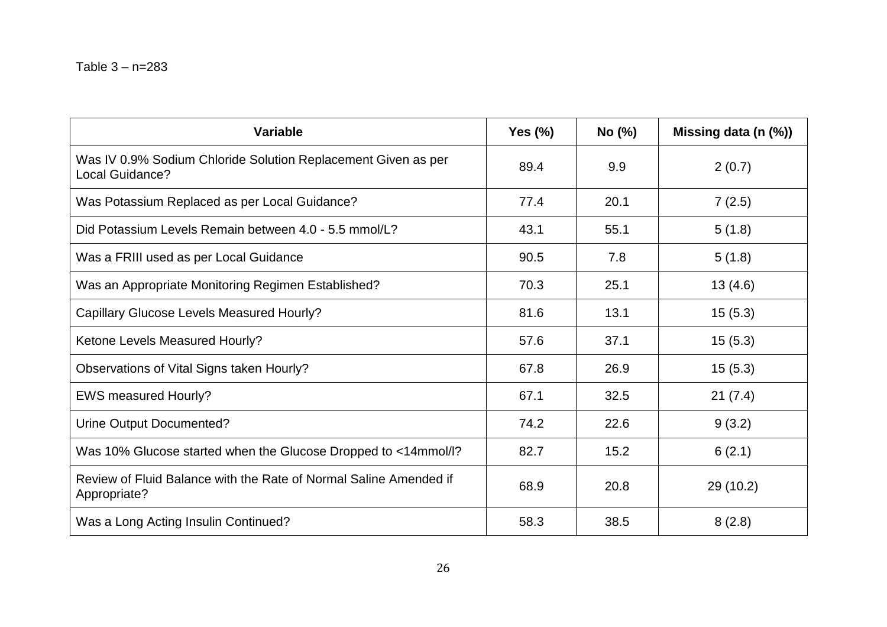Table 3 – n=283

| Variable | Yes (%) | No (%) | Missing data (n (%)) |
|---|---|---|---|
| Was IV 0.9% Sodium Chloride Solution Replacement Given as per Local Guidance? | 89.4 | 9.9 | 2 (0.7) |
| Was Potassium Replaced as per Local Guidance? | 77.4 | 20.1 | 7 (2.5) |
| Did Potassium Levels Remain between 4.0 - 5.5 mmol/L? | 43.1 | 55.1 | 5 (1.8) |
| Was a FRIII used as per Local Guidance | 90.5 | 7.8 | 5 (1.8) |
| Was an Appropriate Monitoring Regimen Established? | 70.3 | 25.1 | 13 (4.6) |
| Capillary Glucose Levels Measured Hourly? | 81.6 | 13.1 | 15 (5.3) |
| Ketone Levels Measured Hourly? | 57.6 | 37.1 | 15 (5.3) |
| Observations of Vital Signs taken Hourly? | 67.8 | 26.9 | 15 (5.3) |
| EWS measured Hourly? | 67.1 | 32.5 | 21 (7.4) |
| Urine Output Documented? | 74.2 | 22.6 | 9 (3.2) |
| Was 10% Glucose started when the Glucose Dropped to <14mmol/l? | 82.7 | 15.2 | 6 (2.1) |
| Review of Fluid Balance with the Rate of Normal Saline Amended if Appropriate? | 68.9 | 20.8 | 29 (10.2) |
| Was a Long Acting Insulin Continued? | 58.3 | 38.5 | 8 (2.8) |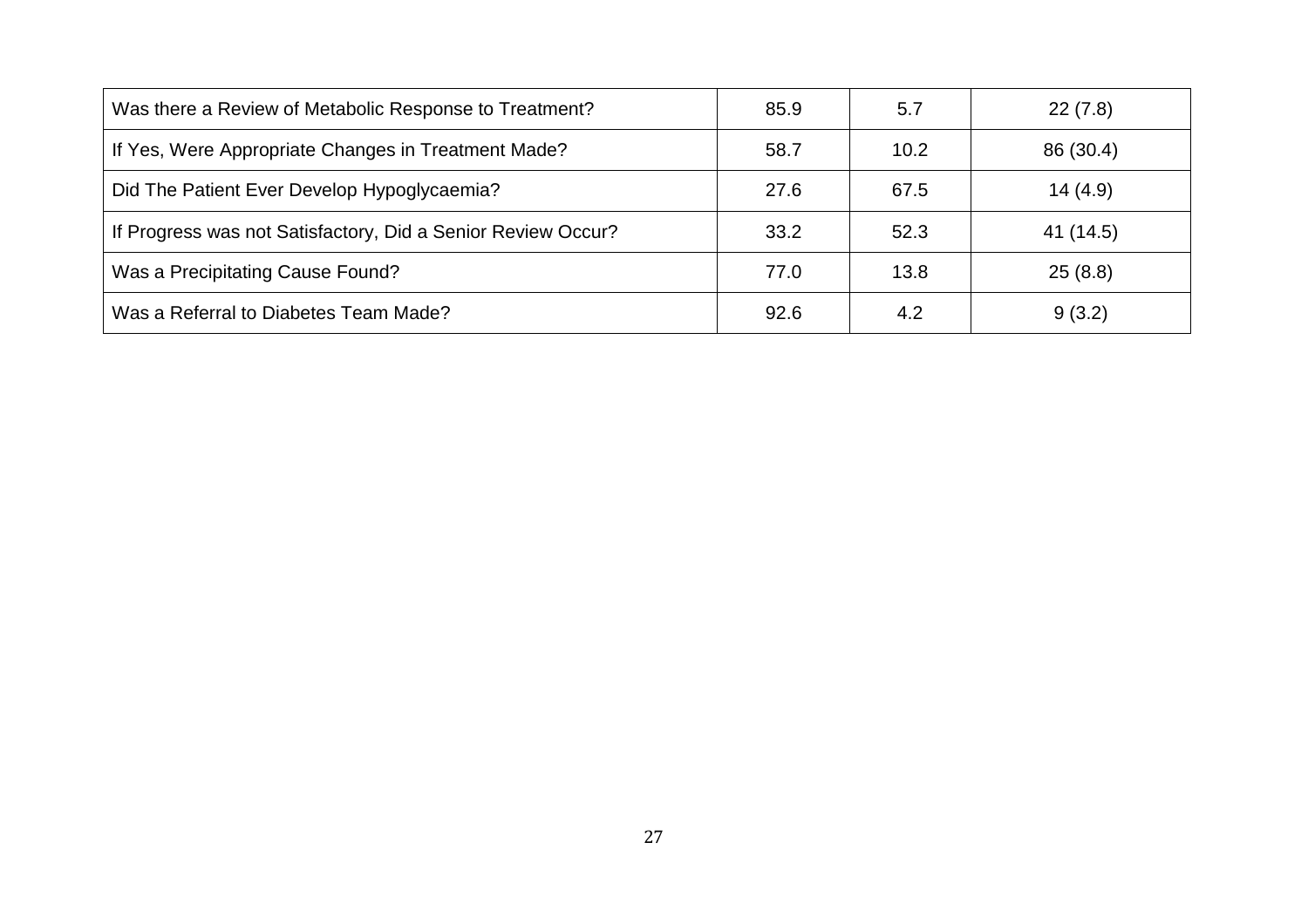| | | | |
|---|---|---|---|
| Was there a Review of Metabolic Response to Treatment? | 85.9 | 5.7 | 22 (7.8) |
| If Yes, Were Appropriate Changes in Treatment Made? | 58.7 | 10.2 | 86 (30.4) |
| Did The Patient Ever Develop Hypoglycaemia? | 27.6 | 67.5 | 14 (4.9) |
| If Progress was not Satisfactory, Did a Senior Review Occur? | 33.2 | 52.3 | 41 (14.5) |
| Was a Precipitating Cause Found? | 77.0 | 13.8 | 25 (8.8) |
| Was a Referral to Diabetes Team Made? | 92.6 | 4.2 | 9 (3.2) |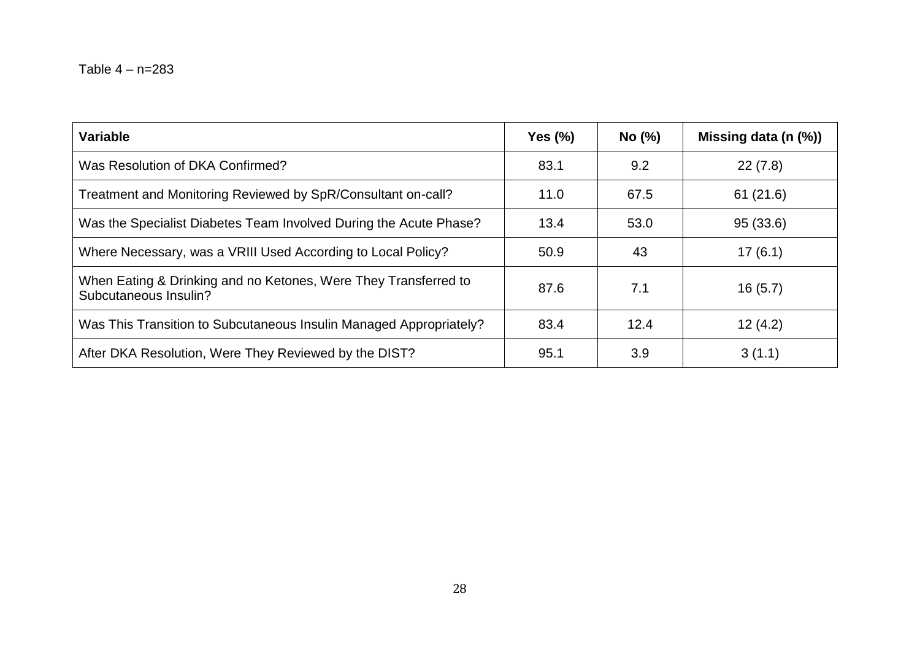Table 4 – n=283

| Variable | Yes (%) | No (%) | Missing data (n (%)) |
|---|---|---|---|
| Was Resolution of DKA Confirmed? | 83.1 | 9.2 | 22 (7.8) |
| Treatment and Monitoring Reviewed by SpR/Consultant on-call? | 11.0 | 67.5 | 61 (21.6) |
| Was the Specialist Diabetes Team Involved During the Acute Phase? | 13.4 | 53.0 | 95 (33.6) |
| Where Necessary, was a VRIII Used According to Local Policy? | 50.9 | 43 | 17 (6.1) |
| When Eating & Drinking and no Ketones, Were They Transferred to Subcutaneous Insulin? | 87.6 | 7.1 | 16 (5.7) |
| Was This Transition to Subcutaneous Insulin Managed Appropriately? | 83.4 | 12.4 | 12 (4.2) |
| After DKA Resolution, Were They Reviewed by the DIST? | 95.1 | 3.9 | 3 (1.1) |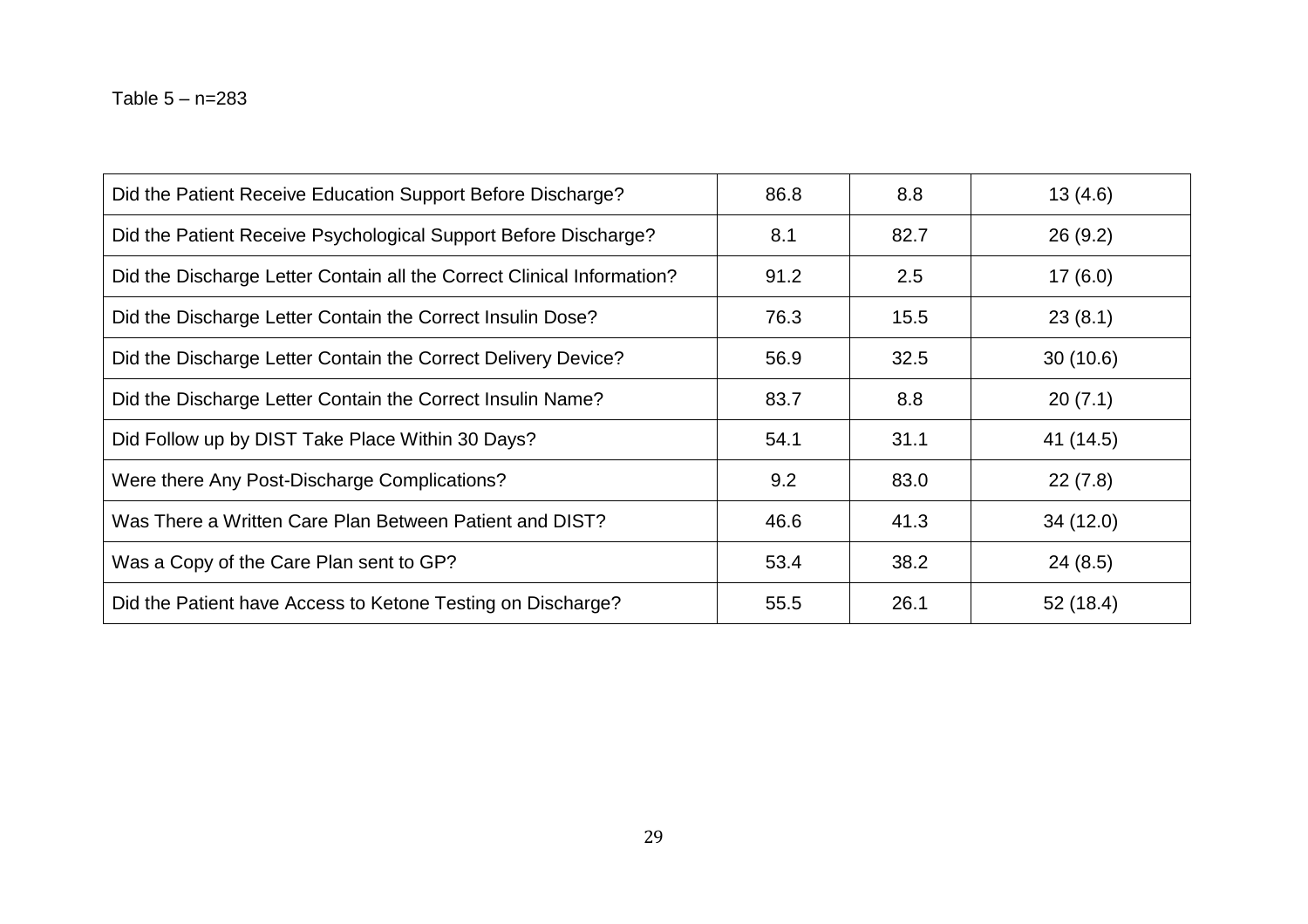Table 5 – n=283

| | | | |
|---|---|---|---|
| Did the Patient Receive Education Support Before Discharge? | 86.8 | 8.8 | 13 (4.6) |
| Did the Patient Receive Psychological Support Before Discharge? | 8.1 | 82.7 | 26 (9.2) |
| Did the Discharge Letter Contain all the Correct Clinical Information? | 91.2 | 2.5 | 17 (6.0) |
| Did the Discharge Letter Contain the Correct Insulin Dose? | 76.3 | 15.5 | 23 (8.1) |
| Did the Discharge Letter Contain the Correct Delivery Device? | 56.9 | 32.5 | 30 (10.6) |
| Did the Discharge Letter Contain the Correct Insulin Name? | 83.7 | 8.8 | 20 (7.1) |
| Did Follow up by DIST Take Place Within 30 Days? | 54.1 | 31.1 | 41 (14.5) |
| Were there Any Post-Discharge Complications? | 9.2 | 83.0 | 22 (7.8) |
| Was There a Written Care Plan Between Patient and DIST? | 46.6 | 41.3 | 34 (12.0) |
| Was a Copy of the Care Plan sent to GP? | 53.4 | 38.2 | 24 (8.5) |
| Did the Patient have Access to Ketone Testing on Discharge? | 55.5 | 26.1 | 52 (18.4) |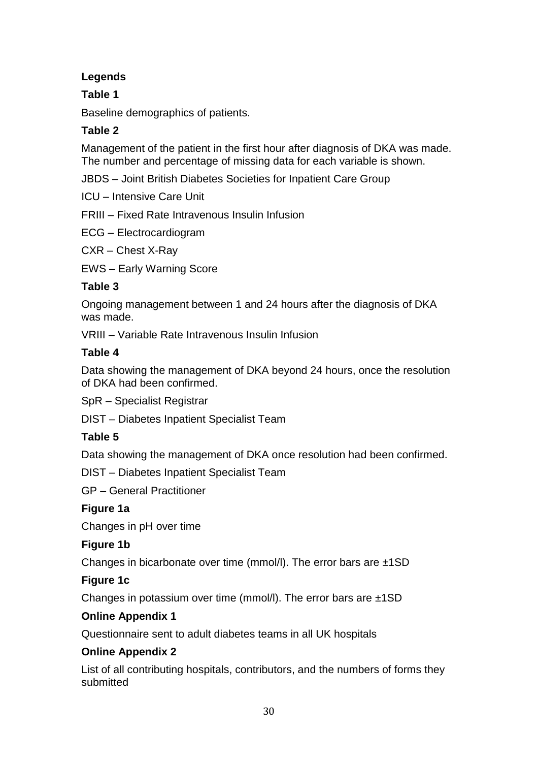**Legends**

**Table 1**

Baseline demographics of patients.

**Table 2**

Management of the patient in the first hour after diagnosis of DKA was made. The number and percentage of missing data for each variable is shown.

JBDS – Joint British Diabetes Societies for Inpatient Care Group

ICU – Intensive Care Unit

FRIII – Fixed Rate Intravenous Insulin Infusion

ECG – Electrocardiogram

CXR – Chest X-Ray

EWS – Early Warning Score

**Table 3**

Ongoing management between 1 and 24 hours after the diagnosis of DKA was made.

VRIII – Variable Rate Intravenous Insulin Infusion

**Table 4**

Data showing the management of DKA beyond 24 hours, once the resolution of DKA had been confirmed.

SpR – Specialist Registrar

DIST – Diabetes Inpatient Specialist Team

**Table 5**

Data showing the management of DKA once resolution had been confirmed.

DIST – Diabetes Inpatient Specialist Team

GP – General Practitioner

**Figure 1a**

Changes in pH over time

**Figure 1b**

Changes in bicarbonate over time (mmol/l). The error bars are ±1SD

**Figure 1c**

Changes in potassium over time (mmol/l). The error bars are ±1SD

**Online Appendix 1**

Questionnaire sent to adult diabetes teams in all UK hospitals

**Online Appendix 2**

List of all contributing hospitals, contributors, and the numbers of forms they submitted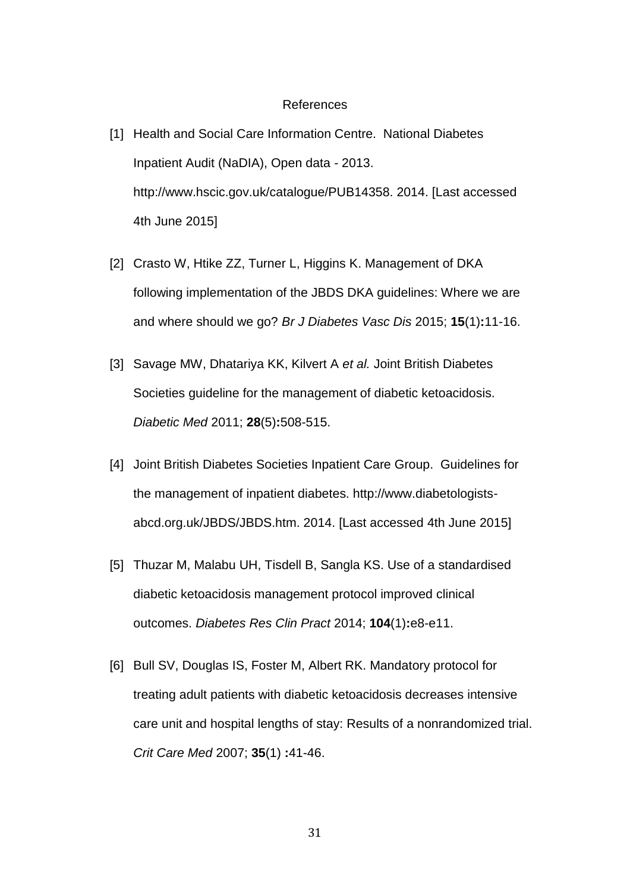# References

[1] Health and Social Care Information Centre. National Diabetes Inpatient Audit (NaDIA), Open data - 2013. http://www.hscic.gov.uk/catalogue/PUB14358. 2014. [Last accessed 4th June 2015]

[2] Crasto W, Htike ZZ, Turner L, Higgins K. Management of DKA following implementation of the JBDS DKA guidelines: Where we are and where should we go? *Br J Diabetes Vasc Dis* 2015; **15**(1)**:**11-16.

[3] Savage MW, Dhatariya KK, Kilvert A *et al.* Joint British Diabetes Societies guideline for the management of diabetic ketoacidosis. *Diabetic Med* 2011; **28**(5)**:**508-515.

[4] Joint British Diabetes Societies Inpatient Care Group. Guidelines for the management of inpatient diabetes. http://www.diabetologists-abcd.org.uk/JBDS/JBDS.htm. 2014. [Last accessed 4th June 2015]

[5] Thuzar M, Malabu UH, Tisdell B, Sangla KS. Use of a standardised diabetic ketoacidosis management protocol improved clinical outcomes. *Diabetes Res Clin Pract* 2014; **104**(1)**:**e8-e11.

[6] Bull SV, Douglas IS, Foster M, Albert RK. Mandatory protocol for treating adult patients with diabetic ketoacidosis decreases intensive care unit and hospital lengths of stay: Results of a nonrandomized trial. *Crit Care Med* 2007; **35**(1) **:**41-46.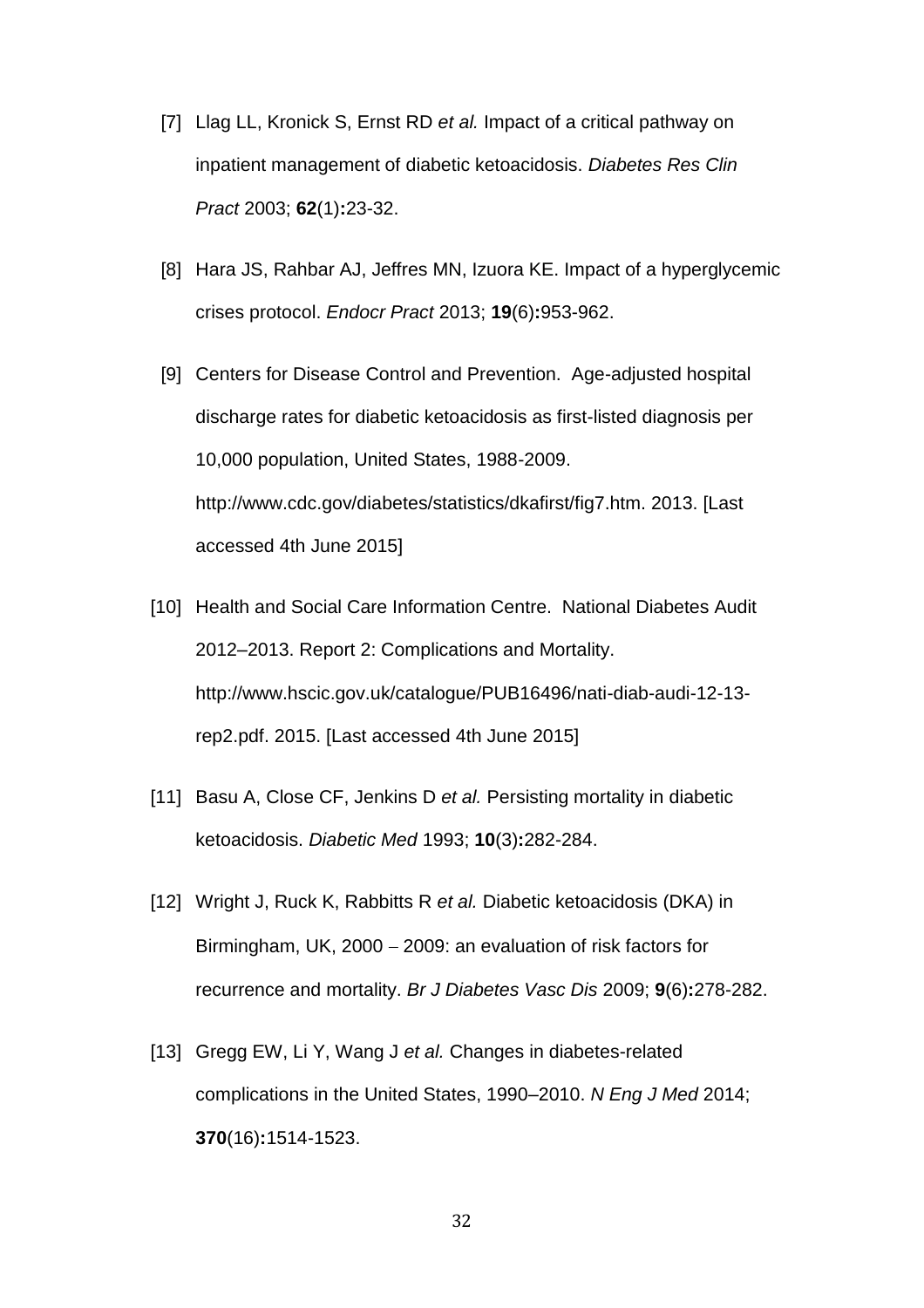[7] Llag LL, Kronick S, Ernst RD *et al.* Impact of a critical pathway on inpatient management of diabetic ketoacidosis. *Diabetes Res Clin Pract* 2003; **62**(1)**:**23-32.

[8] Hara JS, Rahbar AJ, Jeffres MN, Izuora KE. Impact of a hyperglycemic crises protocol. *Endocr Pract* 2013; **19**(6)**:**953-962.

[9] Centers for Disease Control and Prevention. Age-adjusted hospital discharge rates for diabetic ketoacidosis as first-listed diagnosis per 10,000 population, United States, 1988-2009. http://www.cdc.gov/diabetes/statistics/dkafirst/fig7.htm. 2013. [Last accessed 4th June 2015]

[10] Health and Social Care Information Centre. National Diabetes Audit 2012–2013. Report 2: Complications and Mortality. http://www.hscic.gov.uk/catalogue/PUB16496/nati-diab-audi-12-13-rep2.pdf. 2015. [Last accessed 4th June 2015]

[11] Basu A, Close CF, Jenkins D *et al.* Persisting mortality in diabetic ketoacidosis. *Diabetic Med* 1993; **10**(3)**:**282-284.

[12] Wright J, Ruck K, Rabbitts R *et al.* Diabetic ketoacidosis (DKA) in Birmingham, UK, 2000 – 2009: an evaluation of risk factors for recurrence and mortality. *Br J Diabetes Vasc Dis* 2009; **9**(6)**:**278-282.

[13] Gregg EW, Li Y, Wang J *et al.* Changes in diabetes-related complications in the United States, 1990–2010. *N Eng J Med* 2014; **370**(16)**:**1514-1523.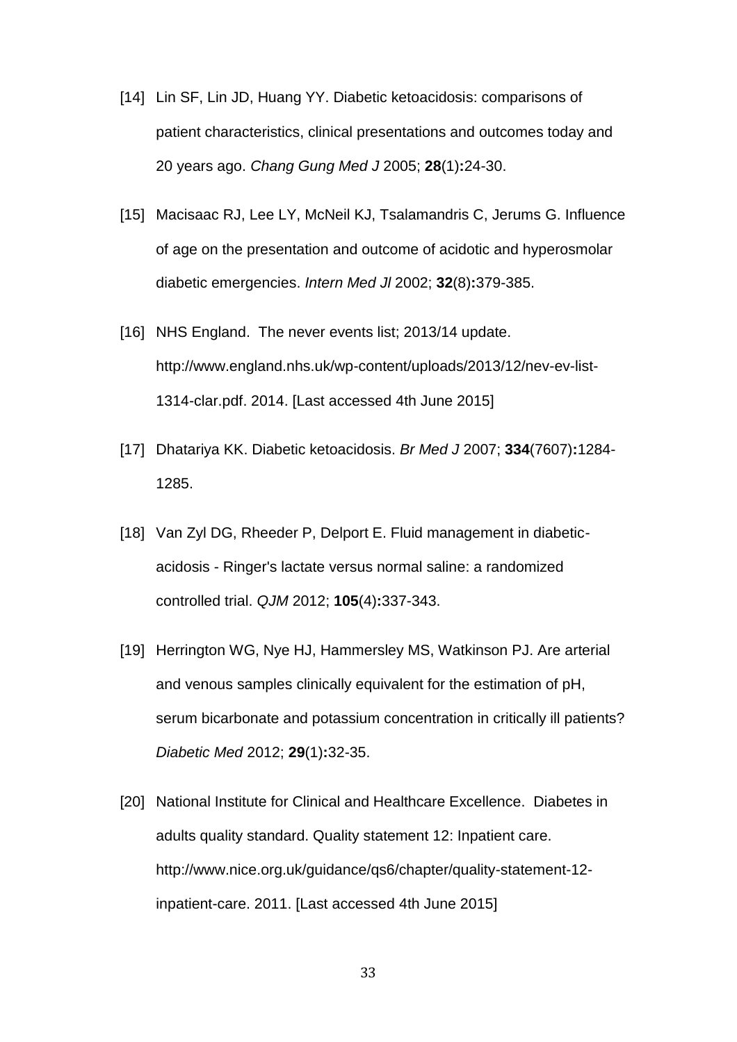[14] Lin SF, Lin JD, Huang YY. Diabetic ketoacidosis: comparisons of patient characteristics, clinical presentations and outcomes today and 20 years ago. *Chang Gung Med J* 2005; **28**(1)**:**24-30.

[15] Macisaac RJ, Lee LY, McNeil KJ, Tsalamandris C, Jerums G. Influence of age on the presentation and outcome of acidotic and hyperosmolar diabetic emergencies. *Intern Med Jl* 2002; **32**(8)**:**379-385.

[16] NHS England. The never events list; 2013/14 update. http://www.england.nhs.uk/wp-content/uploads/2013/12/nev-ev-list-1314-clar.pdf. 2014. [Last accessed 4th June 2015]

[17] Dhatariya KK. Diabetic ketoacidosis. *Br Med J* 2007; **334**(7607)**:**1284-1285.

[18] Van Zyl DG, Rheeder P, Delport E. Fluid management in diabetic-acidosis - Ringer's lactate versus normal saline: a randomized controlled trial. *QJM* 2012; **105**(4)**:**337-343.

[19] Herrington WG, Nye HJ, Hammersley MS, Watkinson PJ. Are arterial and venous samples clinically equivalent for the estimation of pH, serum bicarbonate and potassium concentration in critically ill patients? *Diabetic Med* 2012; **29**(1)**:**32-35.

[20] National Institute for Clinical and Healthcare Excellence. Diabetes in adults quality standard. Quality statement 12: Inpatient care. http://www.nice.org.uk/guidance/qs6/chapter/quality-statement-12-inpatient-care. 2011. [Last accessed 4th June 2015]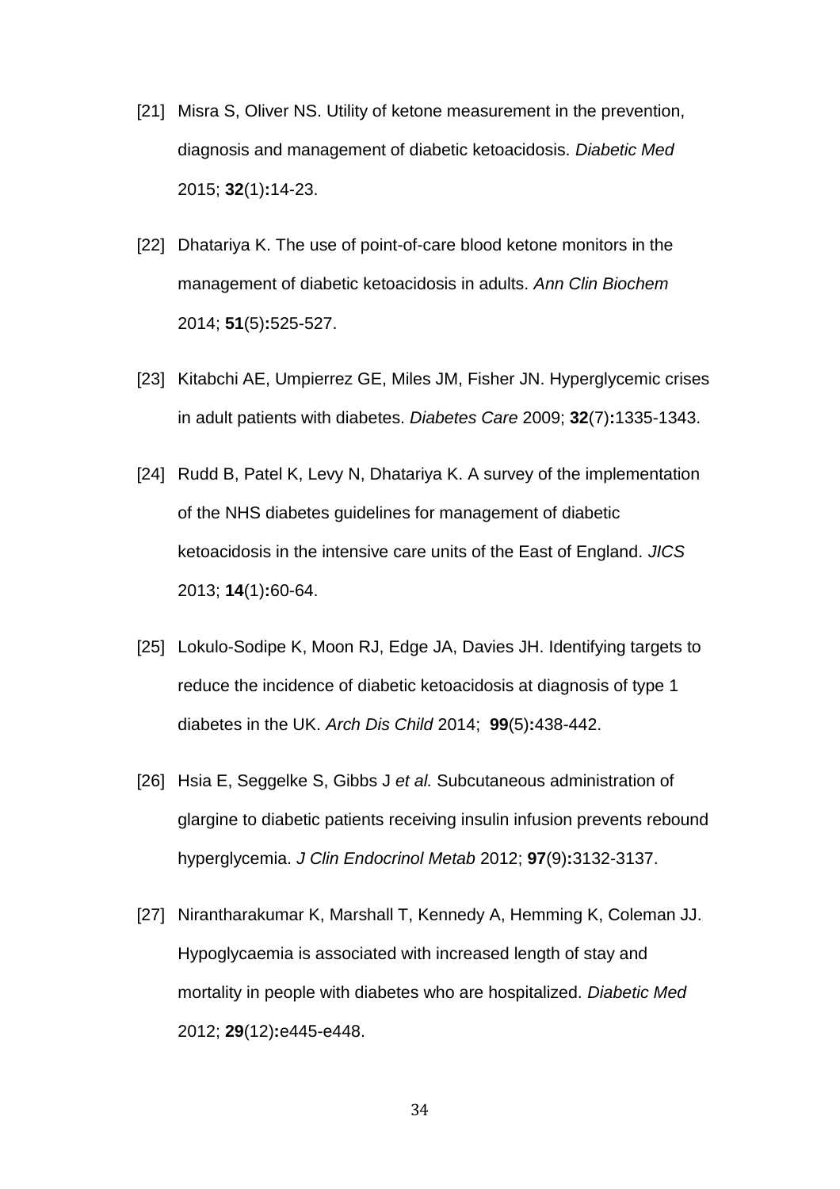[21] Misra S, Oliver NS. Utility of ketone measurement in the prevention, diagnosis and management of diabetic ketoacidosis. *Diabetic Med* 2015; **32**(1)**:**14-23.

[22] Dhatariya K. The use of point-of-care blood ketone monitors in the management of diabetic ketoacidosis in adults. *Ann Clin Biochem* 2014; **51**(5)**:**525-527.

[23] Kitabchi AE, Umpierrez GE, Miles JM, Fisher JN. Hyperglycemic crises in adult patients with diabetes. *Diabetes Care* 2009; **32**(7)**:**1335-1343.

[24] Rudd B, Patel K, Levy N, Dhatariya K. A survey of the implementation of the NHS diabetes guidelines for management of diabetic ketoacidosis in the intensive care units of the East of England. *JICS* 2013; **14**(1)**:**60-64.

[25] Lokulo-Sodipe K, Moon RJ, Edge JA, Davies JH. Identifying targets to reduce the incidence of diabetic ketoacidosis at diagnosis of type 1 diabetes in the UK. *Arch Dis Child* 2014; **99**(5)**:**438-442.

[26] Hsia E, Seggelke S, Gibbs J *et al.* Subcutaneous administration of glargine to diabetic patients receiving insulin infusion prevents rebound hyperglycemia. *J Clin Endocrinol Metab* 2012; **97**(9)**:**3132-3137.

[27] Nirantharakumar K, Marshall T, Kennedy A, Hemming K, Coleman JJ. Hypoglycaemia is associated with increased length of stay and mortality in people with diabetes who are hospitalized. *Diabetic Med* 2012; **29**(12)**:**e445-e448.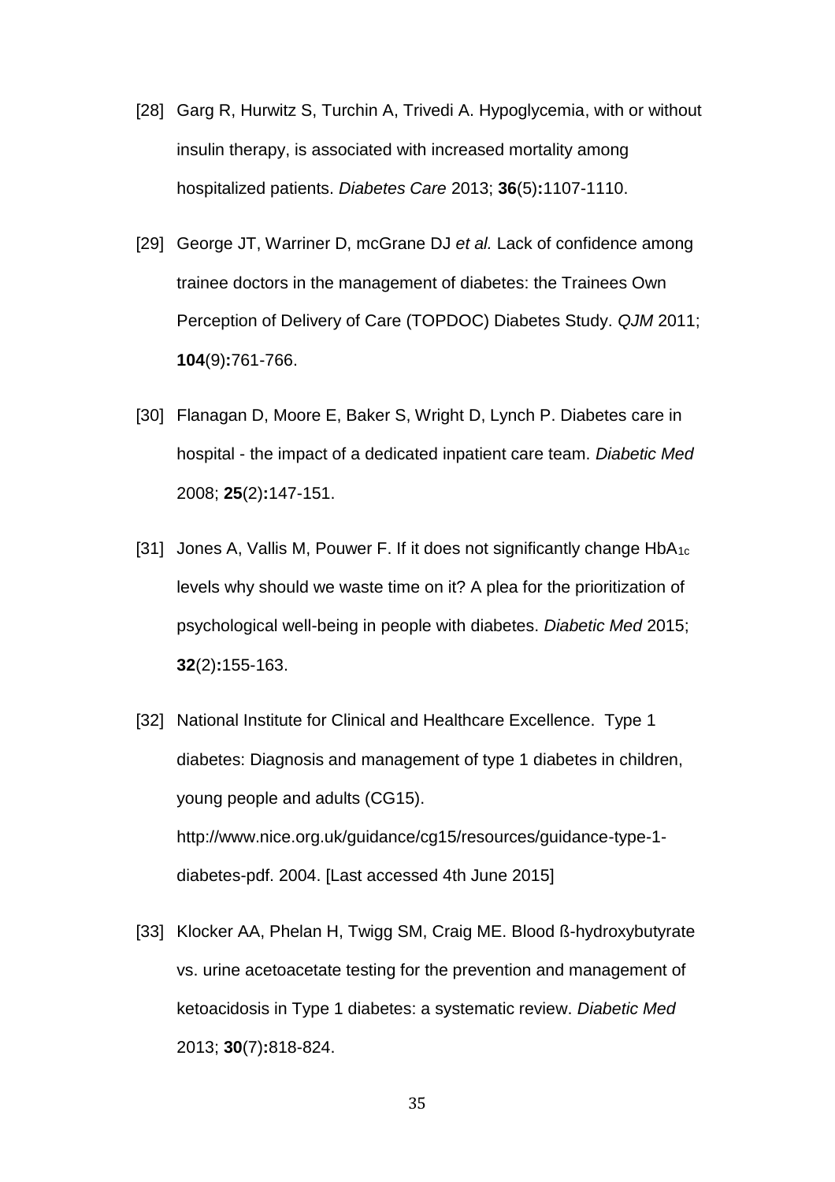[28] Garg R, Hurwitz S, Turchin A, Trivedi A. Hypoglycemia, with or without insulin therapy, is associated with increased mortality among hospitalized patients. *Diabetes Care* 2013; **36**(5)**:**1107-1110.

[29] George JT, Warriner D, mcGrane DJ *et al.* Lack of confidence among trainee doctors in the management of diabetes: the Trainees Own Perception of Delivery of Care (TOPDOC) Diabetes Study. *QJM* 2011; **104**(9)**:**761-766.

[30] Flanagan D, Moore E, Baker S, Wright D, Lynch P. Diabetes care in hospital - the impact of a dedicated inpatient care team. *Diabetic Med* 2008; **25**(2)**:**147-151.

[31] Jones A, Vallis M, Pouwer F. If it does not significantly change $HbA_{1c}$ levels why should we waste time on it? A plea for the prioritization of psychological well-being in people with diabetes. *Diabetic Med* 2015; **32**(2)**:**155-163.

[32] National Institute for Clinical and Healthcare Excellence. Type 1 diabetes: Diagnosis and management of type 1 diabetes in children, young people and adults (CG15). http://www.nice.org.uk/guidance/cg15/resources/guidance-type-1-diabetes-pdf. 2004. [Last accessed 4th June 2015]

[33] Klocker AA, Phelan H, Twigg SM, Craig ME. Blood ß-hydroxybutyrate vs. urine acetoacetate testing for the prevention and management of ketoacidosis in Type 1 diabetes: a systematic review. *Diabetic Med* 2013; **30**(7)**:**818-824.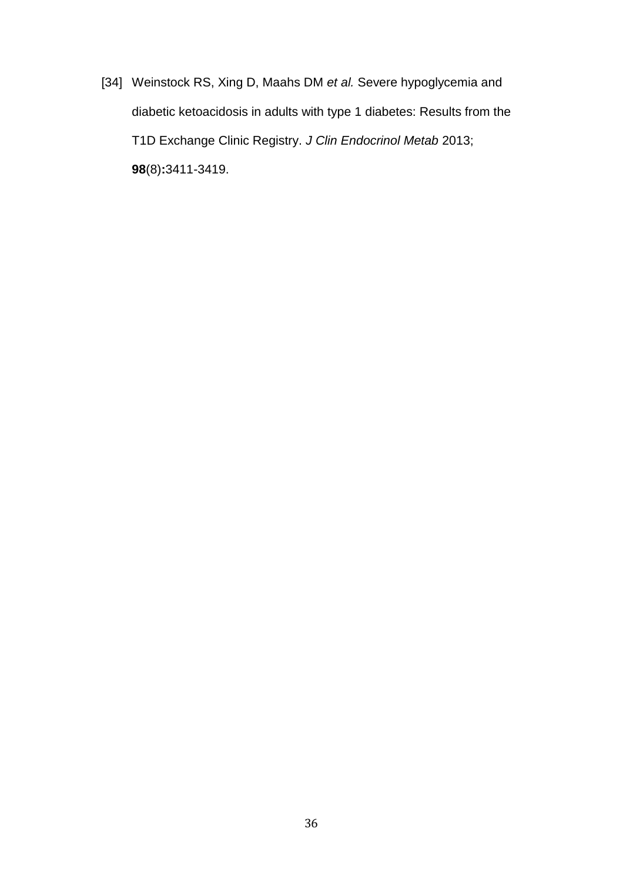[34] Weinstock RS, Xing D, Maahs DM *et al.* Severe hypoglycemia and diabetic ketoacidosis in adults with type 1 diabetes: Results from the T1D Exchange Clinic Registry. *J Clin Endocrinol Metab* 2013; **98**(8)**:**3411-3419.